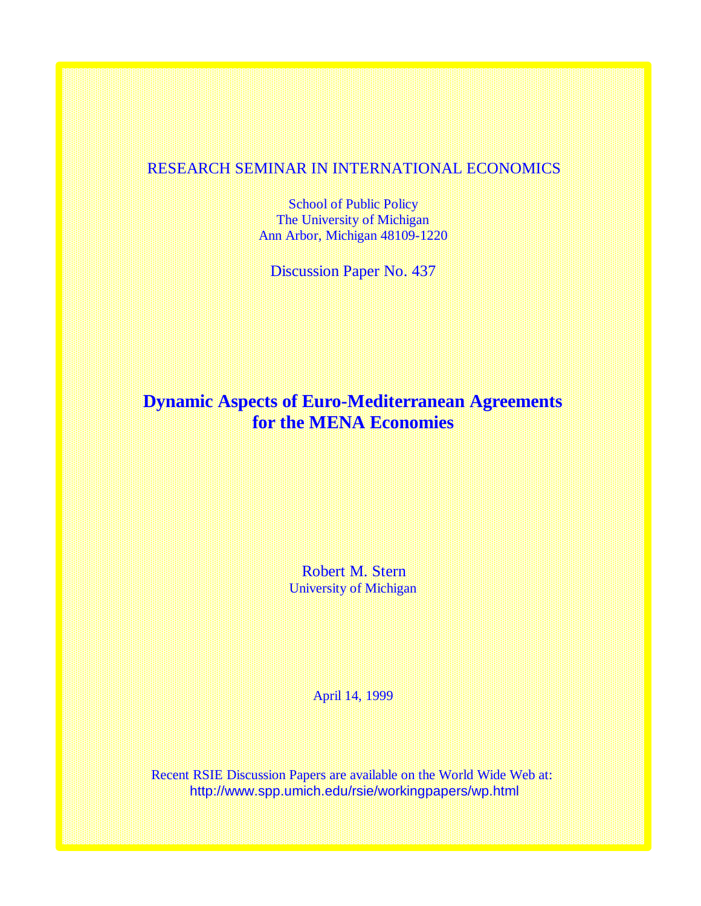RESEARCH SEMINAR IN INTERNATIONAL ECONOMICS

School of Public Policy
The University of Michigan
Ann Arbor, Michigan 48109-1220

Discussion Paper No. 437

# Dynamic Aspects of Euro-Mediterranean Agreements for the MENA Economies

Robert M. Stern
University of Michigan

April 14, 1999

Recent RSIE Discussion Papers are available on the World Wide Web at:
http://www.spp.umich.edu/rsie/workingpapers/wp.html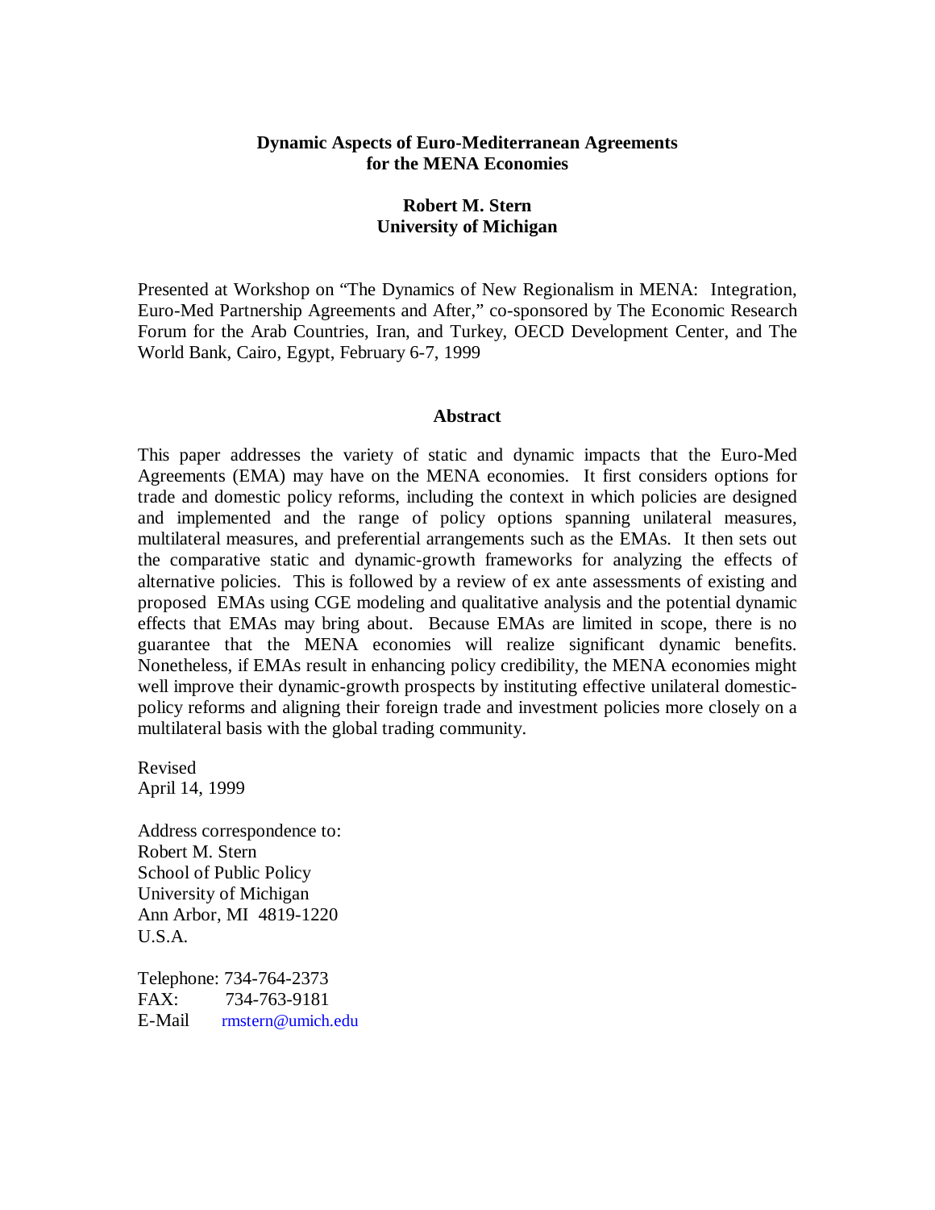**Dynamic Aspects of Euro-Mediterranean Agreements for the MENA Economies**

**Robert M. Stern**
**University of Michigan**

Presented at Workshop on "The Dynamics of New Regionalism in MENA: Integration, Euro-Med Partnership Agreements and After," co-sponsored by The Economic Research Forum for the Arab Countries, Iran, and Turkey, OECD Development Center, and The World Bank, Cairo, Egypt, February 6-7, 1999

**Abstract**

This paper addresses the variety of static and dynamic impacts that the Euro-Med Agreements (EMA) may have on the MENA economies. It first considers options for trade and domestic policy reforms, including the context in which policies are designed and implemented and the range of policy options spanning unilateral measures, multilateral measures, and preferential arrangements such as the EMAs. It then sets out the comparative static and dynamic-growth frameworks for analyzing the effects of alternative policies. This is followed by a review of ex ante assessments of existing and proposed EMAs using CGE modeling and qualitative analysis and the potential dynamic effects that EMAs may bring about. Because EMAs are limited in scope, there is no guarantee that the MENA economies will realize significant dynamic benefits. Nonetheless, if EMAs result in enhancing policy credibility, the MENA economies might well improve their dynamic-growth prospects by instituting effective unilateral domestic-policy reforms and aligning their foreign trade and investment policies more closely on a multilateral basis with the global trading community.

Revised
April 14, 1999

Address correspondence to:
Robert M. Stern
School of Public Policy
University of Michigan
Ann Arbor, MI 4819-1220
U.S.A.

Telephone: 734-764-2373
FAX: 734-763-9181
E-Mail rmstern@umich.edu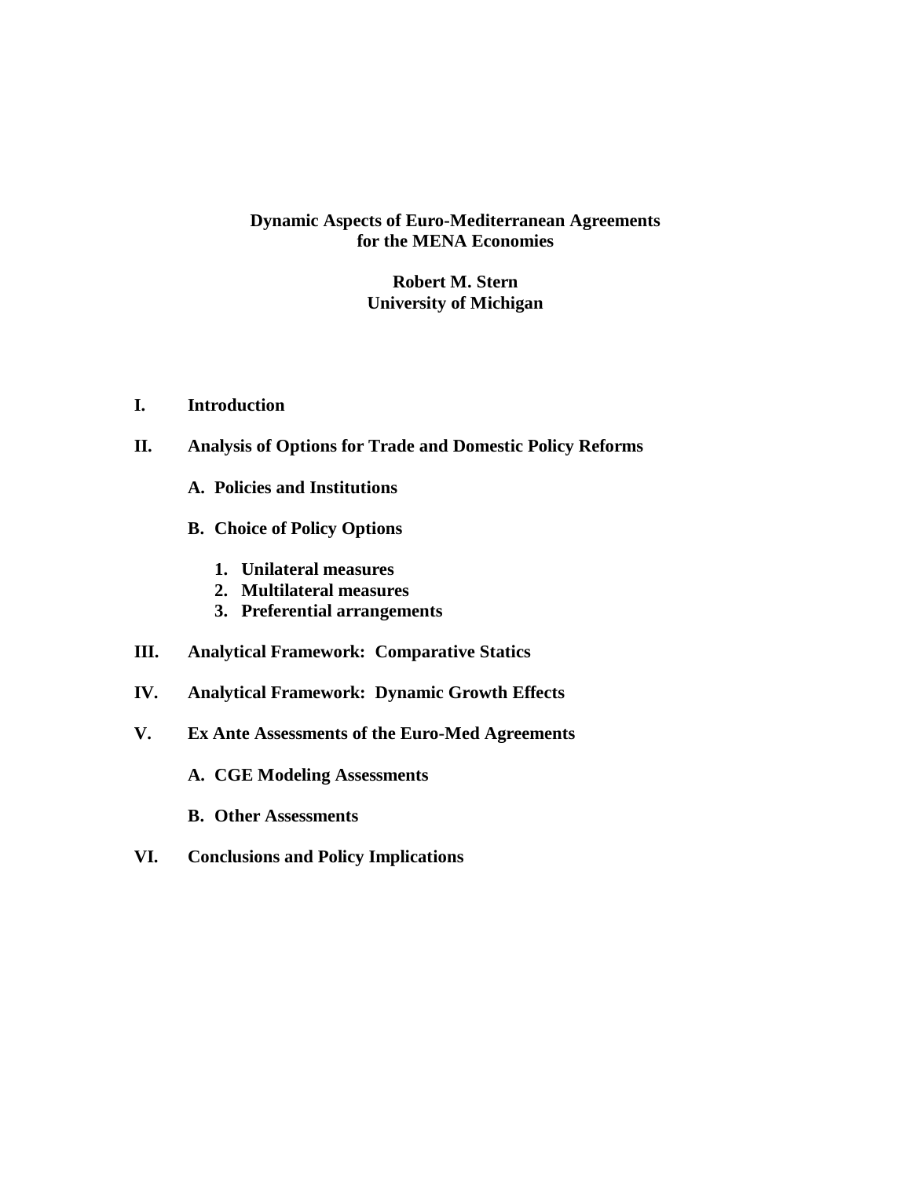**Dynamic Aspects of Euro-Mediterranean Agreements for the MENA Economies**

**Robert M. Stern**
**University of Michigan**

**I. Introduction**

**II. Analysis of Options for Trade and Domestic Policy Reforms**

**A. Policies and Institutions**

**B. Choice of Policy Options**

1. **Unilateral measures**
2. **Multilateral measures**
3. **Preferential arrangements**

**III. Analytical Framework: Comparative Statics**

**IV. Analytical Framework: Dynamic Growth Effects**

**V. Ex Ante Assessments of the Euro-Med Agreements**

**A. CGE Modeling Assessments**

**B. Other Assessments**

**VI. Conclusions and Policy Implications**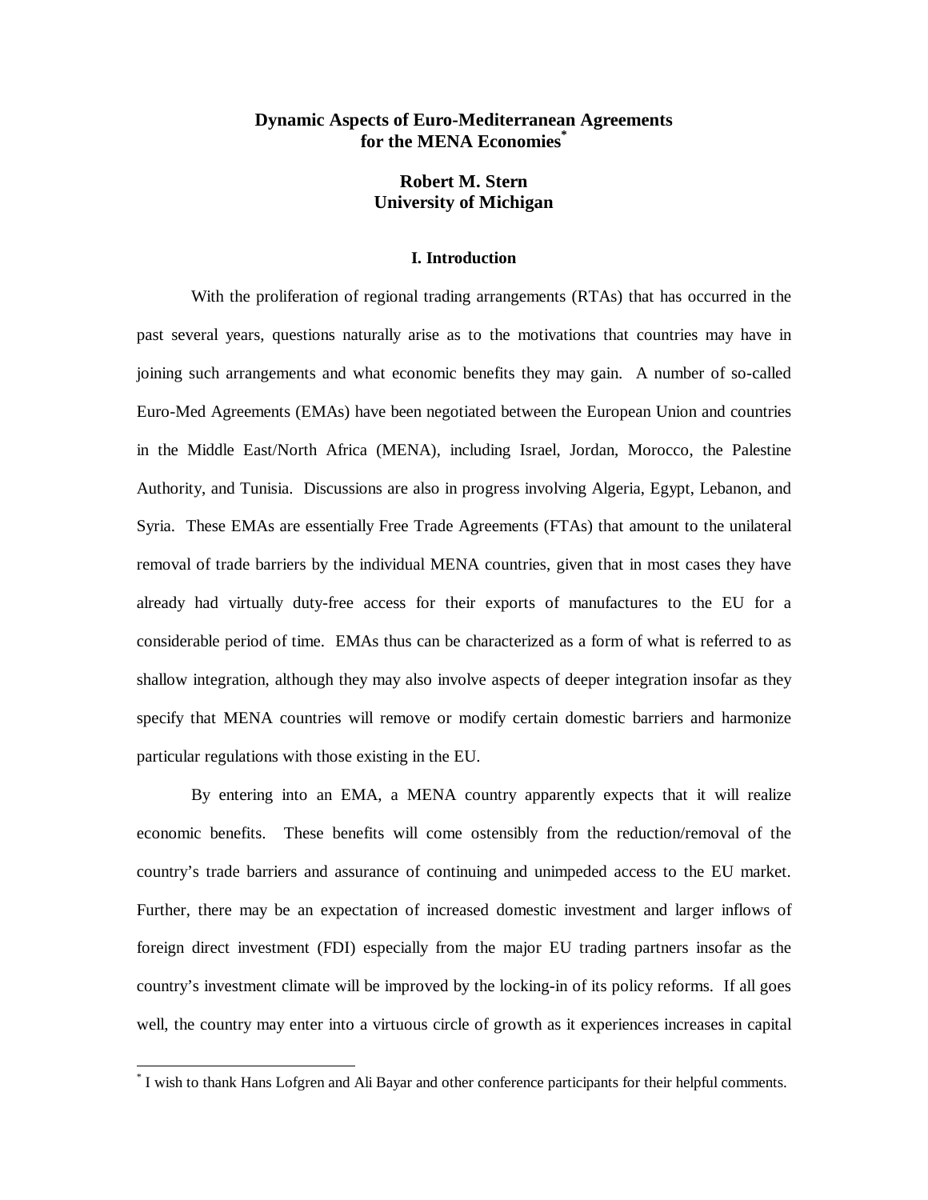# Dynamic Aspects of Euro-Mediterranean Agreements for the MENA Economies*

**Robert M. Stern**
**University of Michigan**

## I. Introduction

With the proliferation of regional trading arrangements (RTAs) that has occurred in the past several years, questions naturally arise as to the motivations that countries may have in joining such arrangements and what economic benefits they may gain. A number of so-called Euro-Med Agreements (EMAs) have been negotiated between the European Union and countries in the Middle East/North Africa (MENA), including Israel, Jordan, Morocco, the Palestine Authority, and Tunisia. Discussions are also in progress involving Algeria, Egypt, Lebanon, and Syria. These EMAs are essentially Free Trade Agreements (FTAs) that amount to the unilateral removal of trade barriers by the individual MENA countries, given that in most cases they have already had virtually duty-free access for their exports of manufactures to the EU for a considerable period of time. EMAs thus can be characterized as a form of what is referred to as shallow integration, although they may also involve aspects of deeper integration insofar as they specify that MENA countries will remove or modify certain domestic barriers and harmonize particular regulations with those existing in the EU.

By entering into an EMA, a MENA country apparently expects that it will realize economic benefits. These benefits will come ostensibly from the reduction/removal of the country's trade barriers and assurance of continuing and unimpeded access to the EU market. Further, there may be an expectation of increased domestic investment and larger inflows of foreign direct investment (FDI) especially from the major EU trading partners insofar as the country's investment climate will be improved by the locking-in of its policy reforms. If all goes well, the country may enter into a virtuous circle of growth as it experiences increases in capital

---

* I wish to thank Hans Lofgren and Ali Bayar and other conference participants for their helpful comments.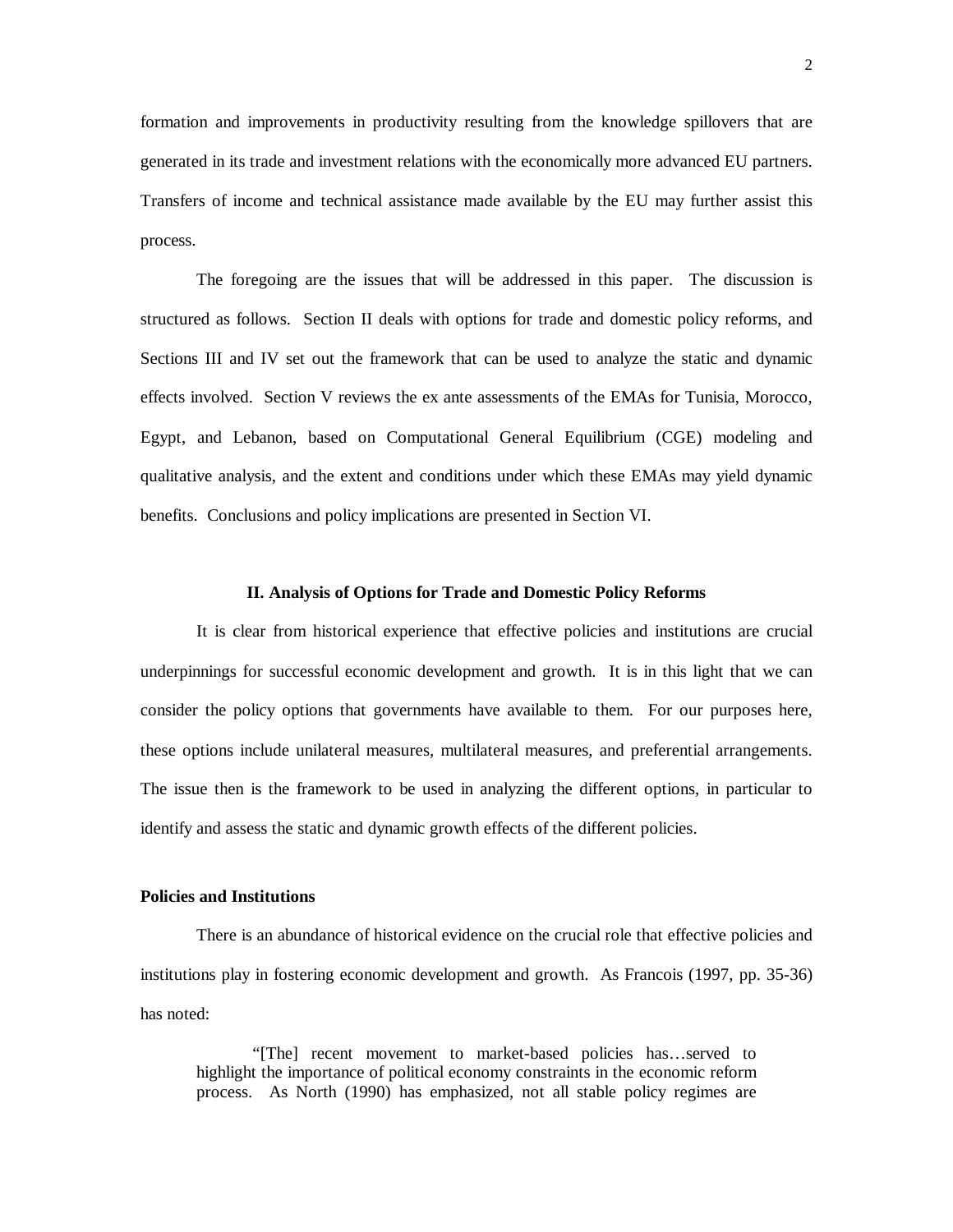formation and improvements in productivity resulting from the knowledge spillovers that are generated in its trade and investment relations with the economically more advanced EU partners. Transfers of income and technical assistance made available by the EU may further assist this process.

The foregoing are the issues that will be addressed in this paper. The discussion is structured as follows. Section II deals with options for trade and domestic policy reforms, and Sections III and IV set out the framework that can be used to analyze the static and dynamic effects involved. Section V reviews the ex ante assessments of the EMAs for Tunisia, Morocco, Egypt, and Lebanon, based on Computational General Equilibrium (CGE) modeling and qualitative analysis, and the extent and conditions under which these EMAs may yield dynamic benefits. Conclusions and policy implications are presented in Section VI.

## II. Analysis of Options for Trade and Domestic Policy Reforms

It is clear from historical experience that effective policies and institutions are crucial underpinnings for successful economic development and growth. It is in this light that we can consider the policy options that governments have available to them. For our purposes here, these options include unilateral measures, multilateral measures, and preferential arrangements. The issue then is the framework to be used in analyzing the different options, in particular to identify and assess the static and dynamic growth effects of the different policies.

### Policies and Institutions

There is an abundance of historical evidence on the crucial role that effective policies and institutions play in fostering economic development and growth. As Francois (1997, pp. 35-36) has noted:

> "[The] recent movement to market-based policies has…served to highlight the importance of political economy constraints in the economic reform process. As North (1990) has emphasized, not all stable policy regimes are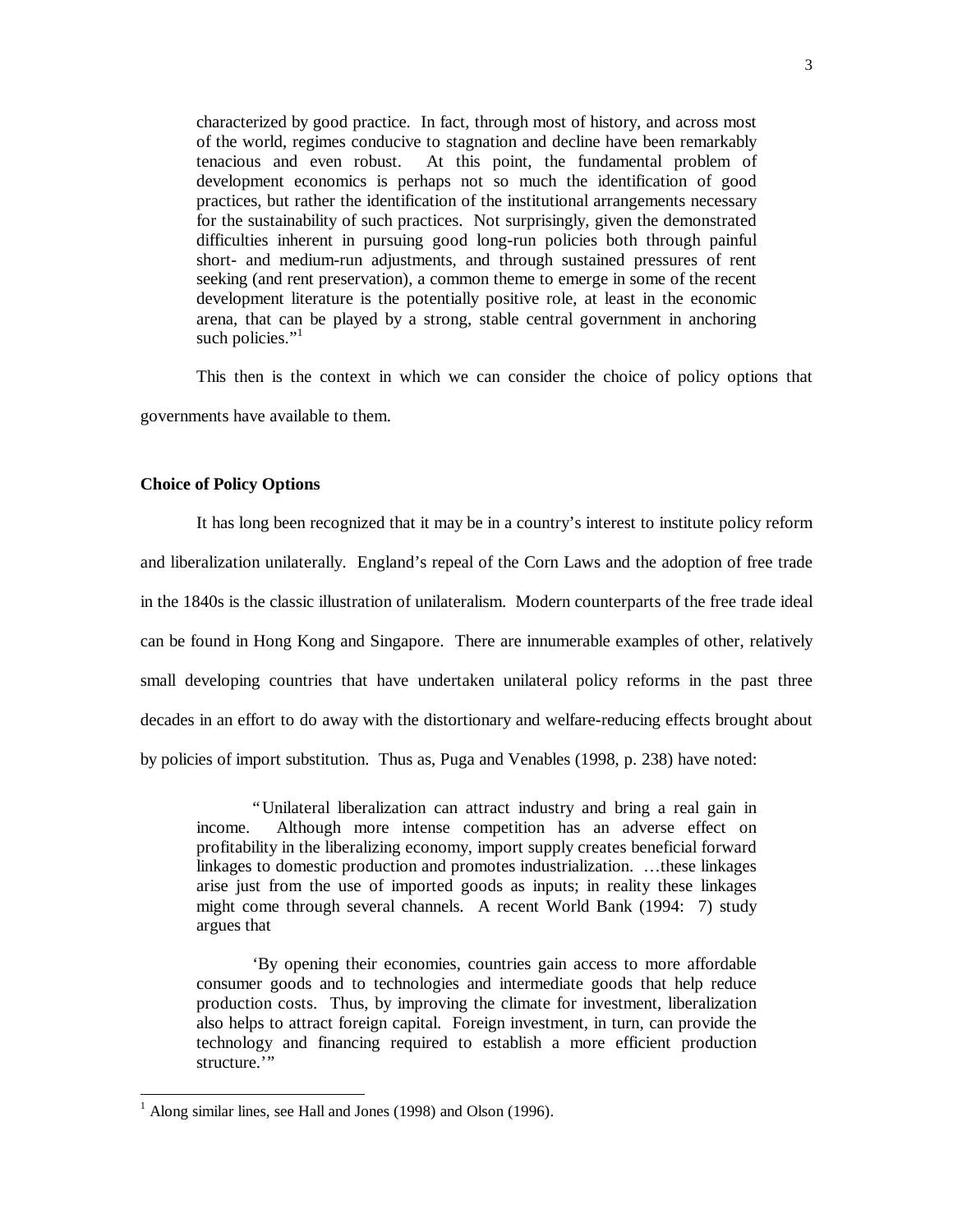> characterized by good practice. In fact, through most of history, and across most of the world, regimes conducive to stagnation and decline have been remarkably tenacious and even robust. At this point, the fundamental problem of development economics is perhaps not so much the identification of good practices, but rather the identification of the institutional arrangements necessary for the sustainability of such practices. Not surprisingly, given the demonstrated difficulties inherent in pursuing good long-run policies both through painful short- and medium-run adjustments, and through sustained pressures of rent seeking (and rent preservation), a common theme to emerge in some of the recent development literature is the potentially positive role, at least in the economic arena, that can be played by a strong, stable central government in anchoring such policies."[1]

This then is the context in which we can consider the choice of policy options that governments have available to them.

**Choice of Policy Options**

It has long been recognized that it may be in a country's interest to institute policy reform and liberalization unilaterally. England's repeal of the Corn Laws and the adoption of free trade in the 1840s is the classic illustration of unilateralism. Modern counterparts of the free trade ideal can be found in Hong Kong and Singapore. There are innumerable examples of other, relatively small developing countries that have undertaken unilateral policy reforms in the past three decades in an effort to do away with the distortionary and welfare-reducing effects brought about by policies of import substitution. Thus as, Puga and Venables (1998, p. 238) have noted:

> "Unilateral liberalization can attract industry and bring a real gain in income. Although more intense competition has an adverse effect on profitability in the liberalizing economy, import supply creates beneficial forward linkages to domestic production and promotes industrialization. …these linkages arise just from the use of imported goods as inputs; in reality these linkages might come through several channels. A recent World Bank (1994: 7) study argues that
>
> 'By opening their economies, countries gain access to more affordable consumer goods and to technologies and intermediate goods that help reduce production costs. Thus, by improving the climate for investment, liberalization also helps to attract foreign capital. Foreign investment, in turn, can provide the technology and financing required to establish a more efficient production structure.'"

[1] Along similar lines, see Hall and Jones (1998) and Olson (1996).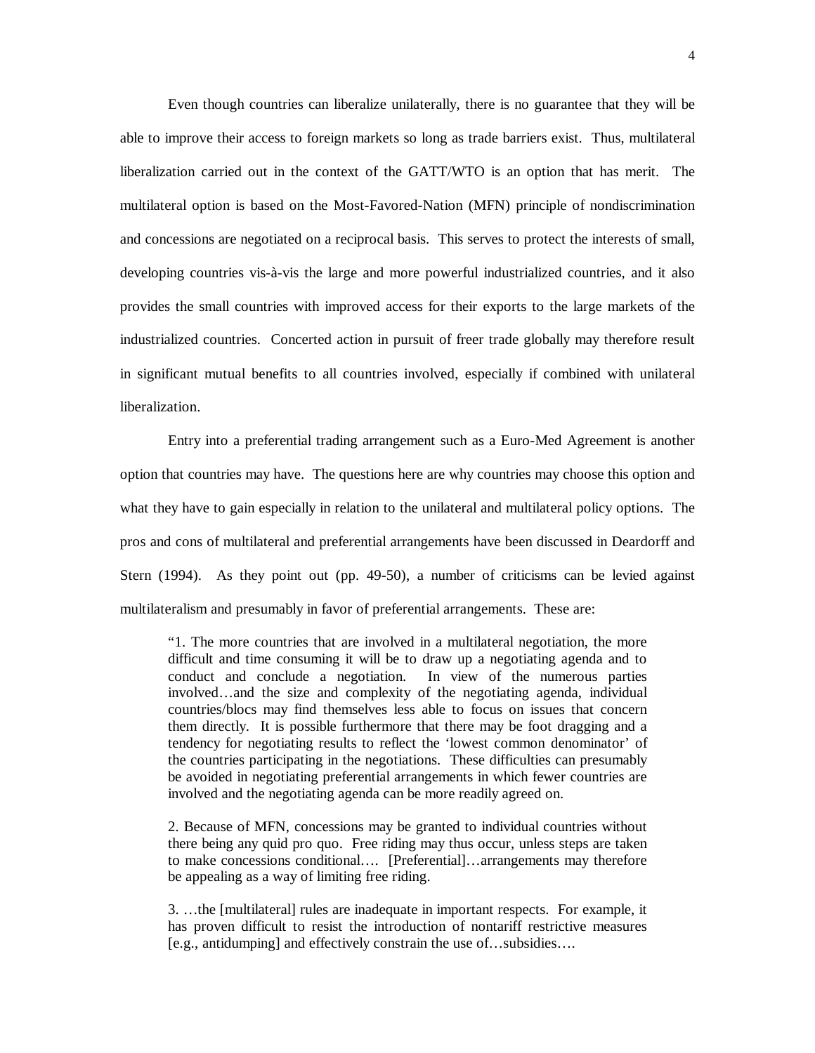Even though countries can liberalize unilaterally, there is no guarantee that they will be able to improve their access to foreign markets so long as trade barriers exist. Thus, multilateral liberalization carried out in the context of the GATT/WTO is an option that has merit. The multilateral option is based on the Most-Favored-Nation (MFN) principle of nondiscrimination and concessions are negotiated on a reciprocal basis. This serves to protect the interests of small, developing countries vis-à-vis the large and more powerful industrialized countries, and it also provides the small countries with improved access for their exports to the large markets of the industrialized countries. Concerted action in pursuit of freer trade globally may therefore result in significant mutual benefits to all countries involved, especially if combined with unilateral liberalization.

Entry into a preferential trading arrangement such as a Euro-Med Agreement is another option that countries may have. The questions here are why countries may choose this option and what they have to gain especially in relation to the unilateral and multilateral policy options. The pros and cons of multilateral and preferential arrangements have been discussed in Deardorff and Stern (1994). As they point out (pp. 49-50), a number of criticisms can be levied against multilateralism and presumably in favor of preferential arrangements. These are:

> "1. The more countries that are involved in a multilateral negotiation, the more difficult and time consuming it will be to draw up a negotiating agenda and to conduct and conclude a negotiation. In view of the numerous parties involved…and the size and complexity of the negotiating agenda, individual countries/blocs may find themselves less able to focus on issues that concern them directly. It is possible furthermore that there may be foot dragging and a tendency for negotiating results to reflect the 'lowest common denominator' of the countries participating in the negotiations. These difficulties can presumably be avoided in negotiating preferential arrangements in which fewer countries are involved and the negotiating agenda can be more readily agreed on.
>
> 2. Because of MFN, concessions may be granted to individual countries without there being any quid pro quo. Free riding may thus occur, unless steps are taken to make concessions conditional…. [Preferential]…arrangements may therefore be appealing as a way of limiting free riding.
>
> 3. …the [multilateral] rules are inadequate in important respects. For example, it has proven difficult to resist the introduction of nontariff restrictive measures [e.g., antidumping] and effectively constrain the use of…subsidies….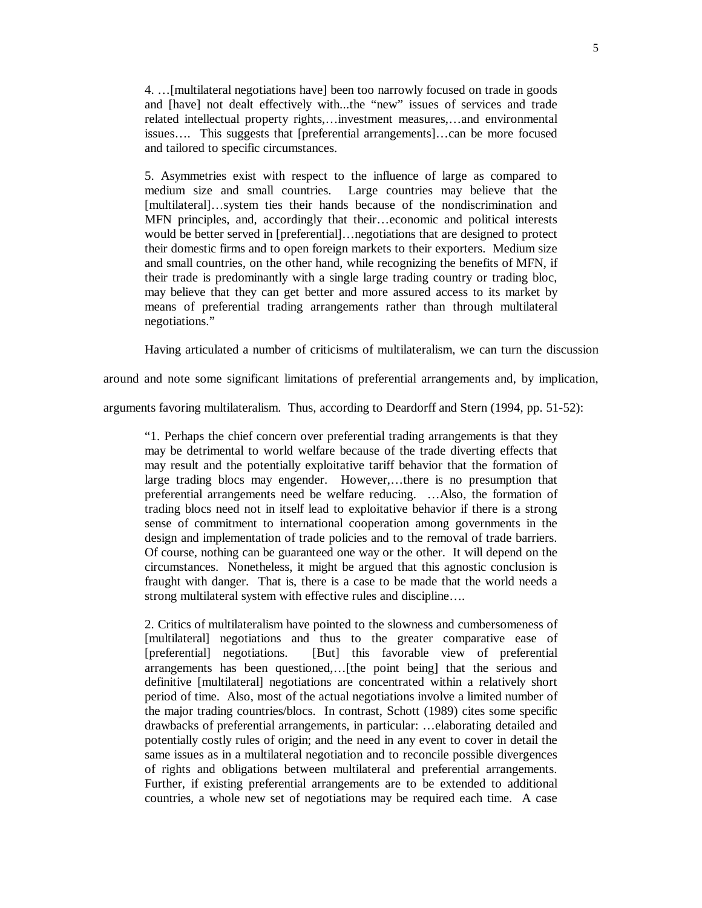> 4. …[multilateral negotiations have] been too narrowly focused on trade in goods and [have] not dealt effectively with...the "new" issues of services and trade related intellectual property rights,…investment measures,…and environmental issues…. This suggests that [preferential arrangements]…can be more focused and tailored to specific circumstances.
>
> 5. Asymmetries exist with respect to the influence of large as compared to medium size and small countries. Large countries may believe that the [multilateral]…system ties their hands because of the nondiscrimination and MFN principles, and, accordingly that their…economic and political interests would be better served in [preferential]…negotiations that are designed to protect their domestic firms and to open foreign markets to their exporters. Medium size and small countries, on the other hand, while recognizing the benefits of MFN, if their trade is predominantly with a single large trading country or trading bloc, may believe that they can get better and more assured access to its market by means of preferential trading arrangements rather than through multilateral negotiations."

Having articulated a number of criticisms of multilateralism, we can turn the discussion around and note some significant limitations of preferential arrangements and, by implication, arguments favoring multilateralism. Thus, according to Deardorff and Stern (1994, pp. 51-52):

> "1. Perhaps the chief concern over preferential trading arrangements is that they may be detrimental to world welfare because of the trade diverting effects that may result and the potentially exploitative tariff behavior that the formation of large trading blocs may engender. However,…there is no presumption that preferential arrangements need be welfare reducing. …Also, the formation of trading blocs need not in itself lead to exploitative behavior if there is a strong sense of commitment to international cooperation among governments in the design and implementation of trade policies and to the removal of trade barriers. Of course, nothing can be guaranteed one way or the other. It will depend on the circumstances. Nonetheless, it might be argued that this agnostic conclusion is fraught with danger. That is, there is a case to be made that the world needs a strong multilateral system with effective rules and discipline….
>
> 2. Critics of multilateralism have pointed to the slowness and cumbersomeness of [multilateral] negotiations and thus to the greater comparative ease of [preferential] negotiations. [But] this favorable view of preferential arrangements has been questioned,…[the point being] that the serious and definitive [multilateral] negotiations are concentrated within a relatively short period of time. Also, most of the actual negotiations involve a limited number of the major trading countries/blocs. In contrast, Schott (1989) cites some specific drawbacks of preferential arrangements, in particular: …elaborating detailed and potentially costly rules of origin; and the need in any event to cover in detail the same issues as in a multilateral negotiation and to reconcile possible divergences of rights and obligations between multilateral and preferential arrangements. Further, if existing preferential arrangements are to be extended to additional countries, a whole new set of negotiations may be required each time. A case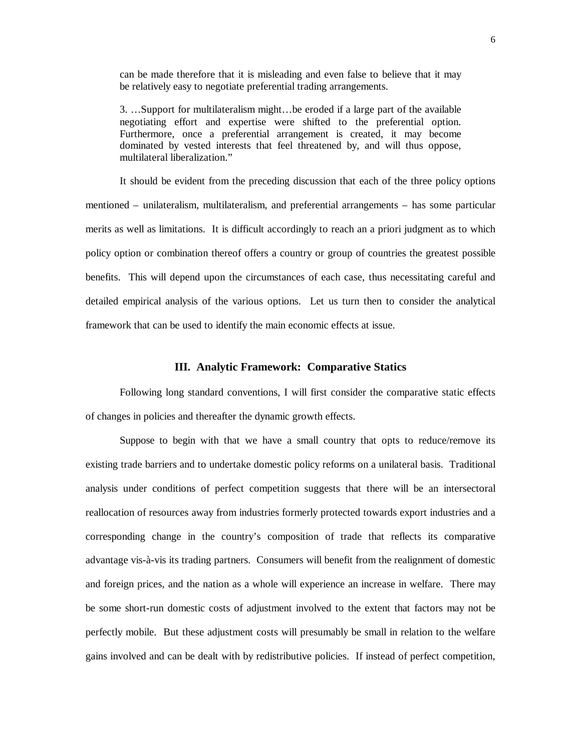> can be made therefore that it is misleading and even false to believe that it may be relatively easy to negotiate preferential trading arrangements.
>
> 3. …Support for multilateralism might…be eroded if a large part of the available negotiating effort and expertise were shifted to the preferential option. Furthermore, once a preferential arrangement is created, it may become dominated by vested interests that feel threatened by, and will thus oppose, multilateral liberalization."

It should be evident from the preceding discussion that each of the three policy options mentioned – unilateralism, multilateralism, and preferential arrangements – has some particular merits as well as limitations. It is difficult accordingly to reach an a priori judgment as to which policy option or combination thereof offers a country or group of countries the greatest possible benefits. This will depend upon the circumstances of each case, thus necessitating careful and detailed empirical analysis of the various options. Let us turn then to consider the analytical framework that can be used to identify the main economic effects at issue.

## III. Analytic Framework: Comparative Statics

Following long standard conventions, I will first consider the comparative static effects of changes in policies and thereafter the dynamic growth effects.

Suppose to begin with that we have a small country that opts to reduce/remove its existing trade barriers and to undertake domestic policy reforms on a unilateral basis. Traditional analysis under conditions of perfect competition suggests that there will be an intersectoral reallocation of resources away from industries formerly protected towards export industries and a corresponding change in the country's composition of trade that reflects its comparative advantage vis-à-vis its trading partners. Consumers will benefit from the realignment of domestic and foreign prices, and the nation as a whole will experience an increase in welfare. There may be some short-run domestic costs of adjustment involved to the extent that factors may not be perfectly mobile. But these adjustment costs will presumably be small in relation to the welfare gains involved and can be dealt with by redistributive policies. If instead of perfect competition,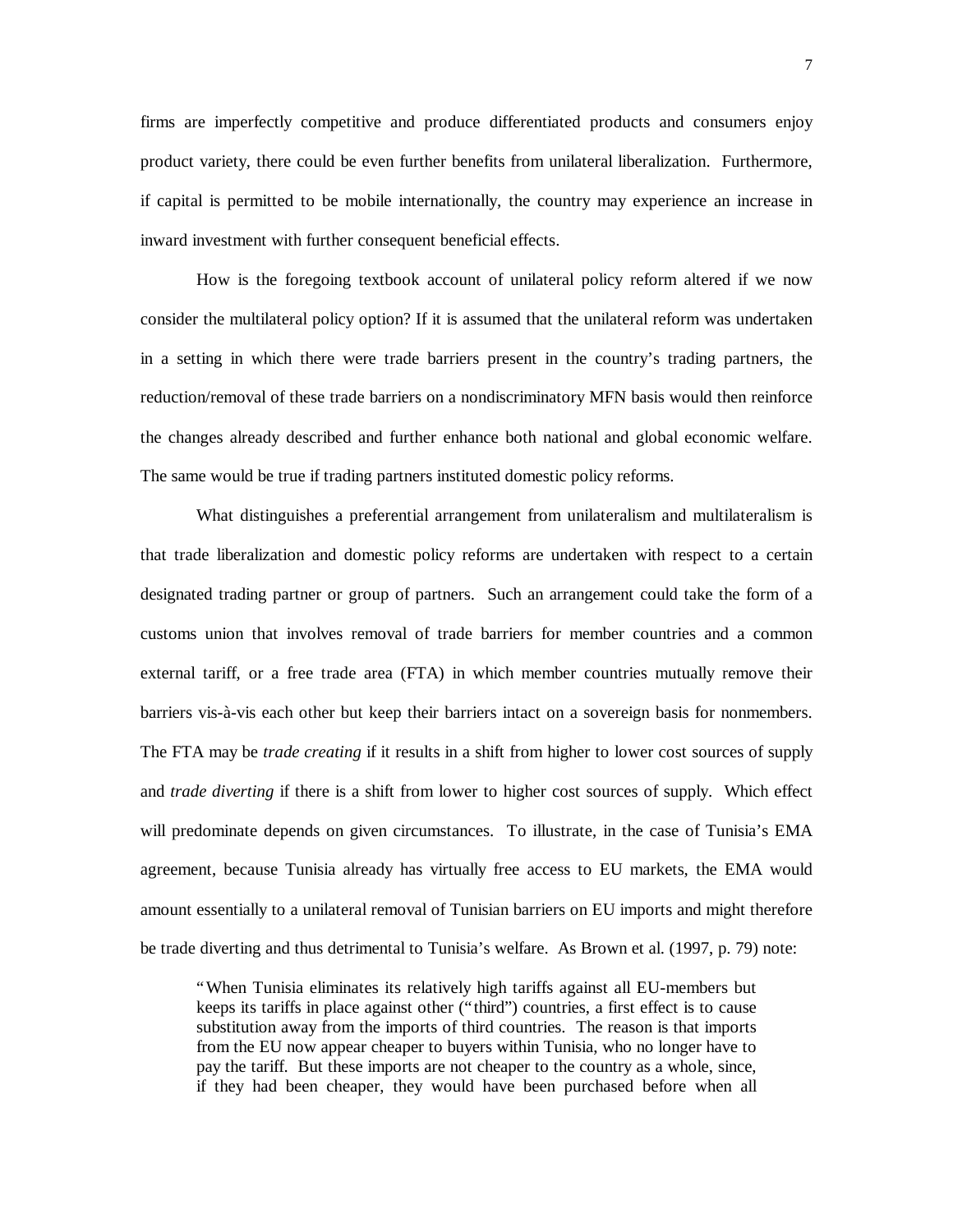firms are imperfectly competitive and produce differentiated products and consumers enjoy product variety, there could be even further benefits from unilateral liberalization. Furthermore, if capital is permitted to be mobile internationally, the country may experience an increase in inward investment with further consequent beneficial effects.

How is the foregoing textbook account of unilateral policy reform altered if we now consider the multilateral policy option? If it is assumed that the unilateral reform was undertaken in a setting in which there were trade barriers present in the country's trading partners, the reduction/removal of these trade barriers on a nondiscriminatory MFN basis would then reinforce the changes already described and further enhance both national and global economic welfare. The same would be true if trading partners instituted domestic policy reforms.

What distinguishes a preferential arrangement from unilateralism and multilateralism is that trade liberalization and domestic policy reforms are undertaken with respect to a certain designated trading partner or group of partners. Such an arrangement could take the form of a customs union that involves removal of trade barriers for member countries and a common external tariff, or a free trade area (FTA) in which member countries mutually remove their barriers vis-à-vis each other but keep their barriers intact on a sovereign basis for nonmembers. The FTA may be *trade creating* if it results in a shift from higher to lower cost sources of supply and *trade diverting* if there is a shift from lower to higher cost sources of supply. Which effect will predominate depends on given circumstances. To illustrate, in the case of Tunisia's EMA agreement, because Tunisia already has virtually free access to EU markets, the EMA would amount essentially to a unilateral removal of Tunisian barriers on EU imports and might therefore be trade diverting and thus detrimental to Tunisia's welfare. As Brown et al. (1997, p. 79) note:

> "When Tunisia eliminates its relatively high tariffs against all EU-members but keeps its tariffs in place against other ("third") countries, a first effect is to cause substitution away from the imports of third countries. The reason is that imports from the EU now appear cheaper to buyers within Tunisia, who no longer have to pay the tariff. But these imports are not cheaper to the country as a whole, since, if they had been cheaper, they would have been purchased before when all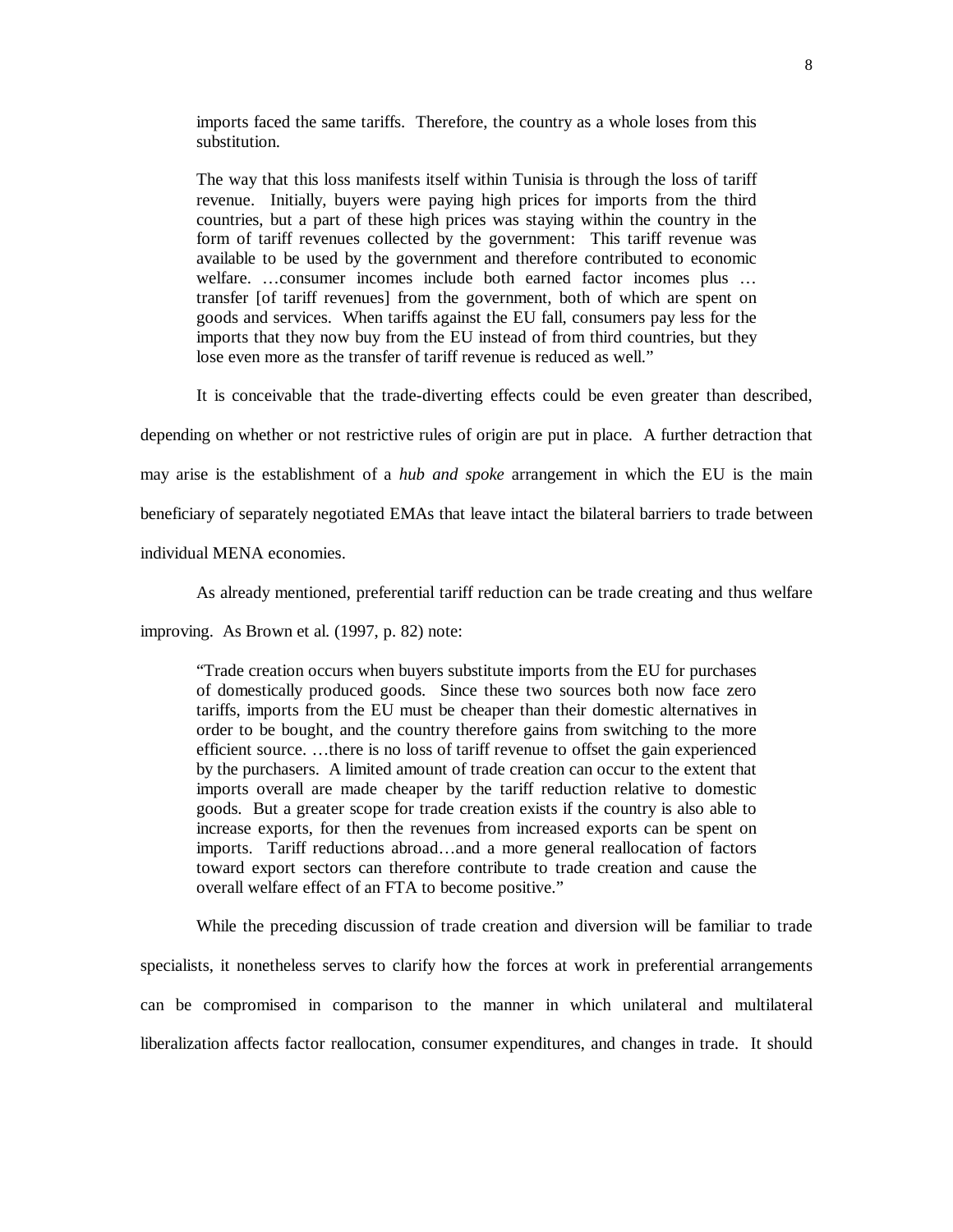> imports faced the same tariffs. Therefore, the country as a whole loses from this substitution.
>
> The way that this loss manifests itself within Tunisia is through the loss of tariff revenue. Initially, buyers were paying high prices for imports from the third countries, but a part of these high prices was staying within the country in the form of tariff revenues collected by the government: This tariff revenue was available to be used by the government and therefore contributed to economic welfare. …consumer incomes include both earned factor incomes plus … transfer [of tariff revenues] from the government, both of which are spent on goods and services. When tariffs against the EU fall, consumers pay less for the imports that they now buy from the EU instead of from third countries, but they lose even more as the transfer of tariff revenue is reduced as well."

It is conceivable that the trade-diverting effects could be even greater than described, depending on whether or not restrictive rules of origin are put in place. A further detraction that may arise is the establishment of a *hub and spoke* arrangement in which the EU is the main beneficiary of separately negotiated EMAs that leave intact the bilateral barriers to trade between individual MENA economies.

As already mentioned, preferential tariff reduction can be trade creating and thus welfare improving. As Brown et al. (1997, p. 82) note:

> "Trade creation occurs when buyers substitute imports from the EU for purchases of domestically produced goods. Since these two sources both now face zero tariffs, imports from the EU must be cheaper than their domestic alternatives in order to be bought, and the country therefore gains from switching to the more efficient source. …there is no loss of tariff revenue to offset the gain experienced by the purchasers. A limited amount of trade creation can occur to the extent that imports overall are made cheaper by the tariff reduction relative to domestic goods. But a greater scope for trade creation exists if the country is also able to increase exports, for then the revenues from increased exports can be spent on imports. Tariff reductions abroad…and a more general reallocation of factors toward export sectors can therefore contribute to trade creation and cause the overall welfare effect of an FTA to become positive."

While the preceding discussion of trade creation and diversion will be familiar to trade specialists, it nonetheless serves to clarify how the forces at work in preferential arrangements can be compromised in comparison to the manner in which unilateral and multilateral liberalization affects factor reallocation, consumer expenditures, and changes in trade. It should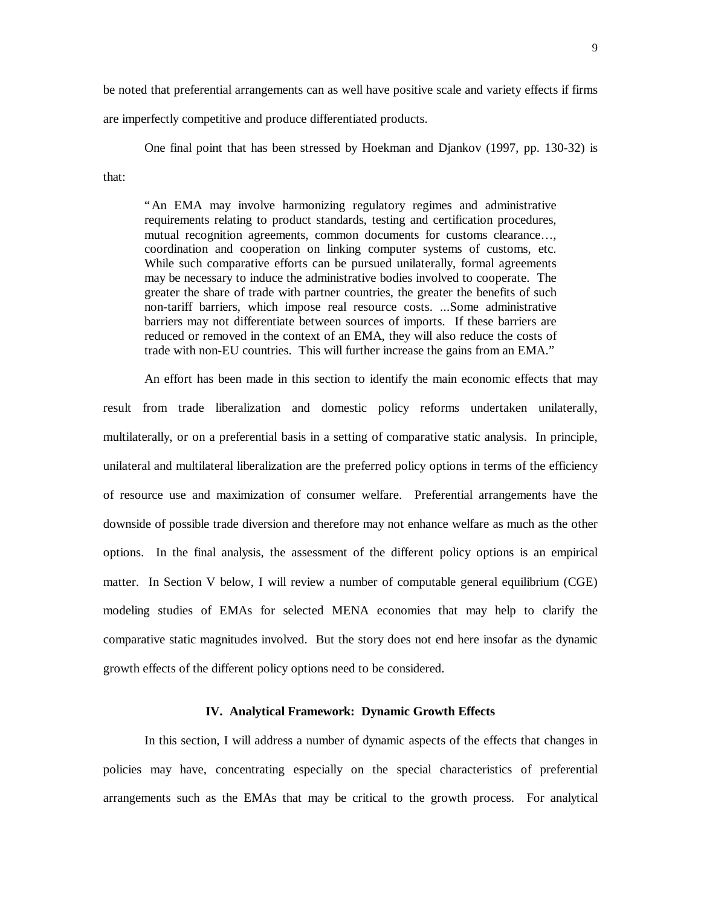be noted that preferential arrangements can as well have positive scale and variety effects if firms are imperfectly competitive and produce differentiated products.

One final point that has been stressed by Hoekman and Djankov (1997, pp. 130-32) is that:

> "An EMA may involve harmonizing regulatory regimes and administrative requirements relating to product standards, testing and certification procedures, mutual recognition agreements, common documents for customs clearance…, coordination and cooperation on linking computer systems of customs, etc. While such comparative efforts can be pursued unilaterally, formal agreements may be necessary to induce the administrative bodies involved to cooperate. The greater the share of trade with partner countries, the greater the benefits of such non-tariff barriers, which impose real resource costs. ...Some administrative barriers may not differentiate between sources of imports. If these barriers are reduced or removed in the context of an EMA, they will also reduce the costs of trade with non-EU countries. This will further increase the gains from an EMA."

An effort has been made in this section to identify the main economic effects that may result from trade liberalization and domestic policy reforms undertaken unilaterally, multilaterally, or on a preferential basis in a setting of comparative static analysis. In principle, unilateral and multilateral liberalization are the preferred policy options in terms of the efficiency of resource use and maximization of consumer welfare. Preferential arrangements have the downside of possible trade diversion and therefore may not enhance welfare as much as the other options. In the final analysis, the assessment of the different policy options is an empirical matter. In Section V below, I will review a number of computable general equilibrium (CGE) modeling studies of EMAs for selected MENA economies that may help to clarify the comparative static magnitudes involved. But the story does not end here insofar as the dynamic growth effects of the different policy options need to be considered.

## IV. Analytical Framework: Dynamic Growth Effects

In this section, I will address a number of dynamic aspects of the effects that changes in policies may have, concentrating especially on the special characteristics of preferential arrangements such as the EMAs that may be critical to the growth process. For analytical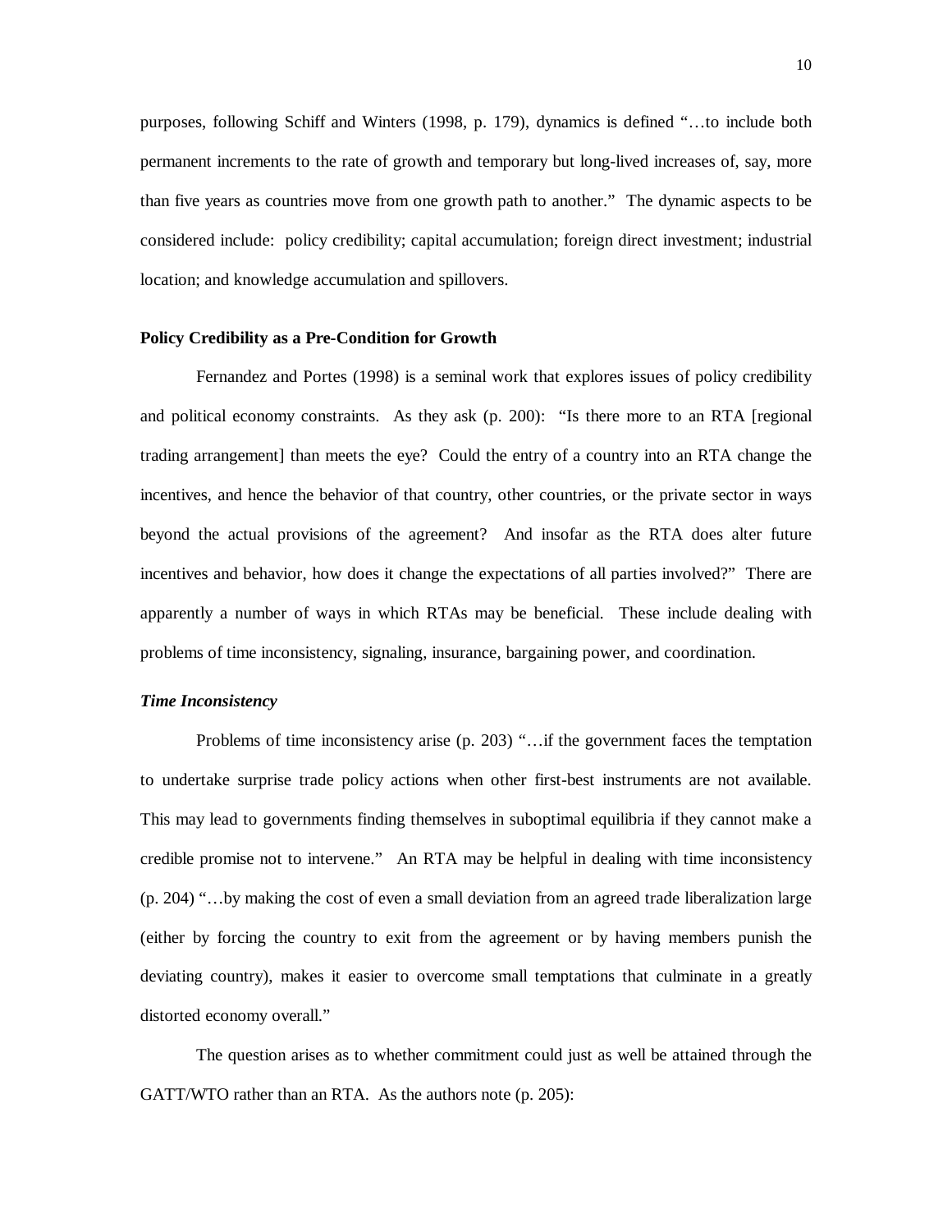purposes, following Schiff and Winters (1998, p. 179), dynamics is defined "…to include both permanent increments to the rate of growth and temporary but long-lived increases of, say, more than five years as countries move from one growth path to another." The dynamic aspects to be considered include: policy credibility; capital accumulation; foreign direct investment; industrial location; and knowledge accumulation and spillovers.

### Policy Credibility as a Pre-Condition for Growth

Fernandez and Portes (1998) is a seminal work that explores issues of policy credibility and political economy constraints. As they ask (p. 200): "Is there more to an RTA [regional trading arrangement] than meets the eye? Could the entry of a country into an RTA change the incentives, and hence the behavior of that country, other countries, or the private sector in ways beyond the actual provisions of the agreement? And insofar as the RTA does alter future incentives and behavior, how does it change the expectations of all parties involved?" There are apparently a number of ways in which RTAs may be beneficial. These include dealing with problems of time inconsistency, signaling, insurance, bargaining power, and coordination.

#### *Time Inconsistency*

Problems of time inconsistency arise (p. 203) "…if the government faces the temptation to undertake surprise trade policy actions when other first-best instruments are not available. This may lead to governments finding themselves in suboptimal equilibria if they cannot make a credible promise not to intervene." An RTA may be helpful in dealing with time inconsistency (p. 204) "…by making the cost of even a small deviation from an agreed trade liberalization large (either by forcing the country to exit from the agreement or by having members punish the deviating country), makes it easier to overcome small temptations that culminate in a greatly distorted economy overall."

The question arises as to whether commitment could just as well be attained through the GATT/WTO rather than an RTA. As the authors note (p. 205):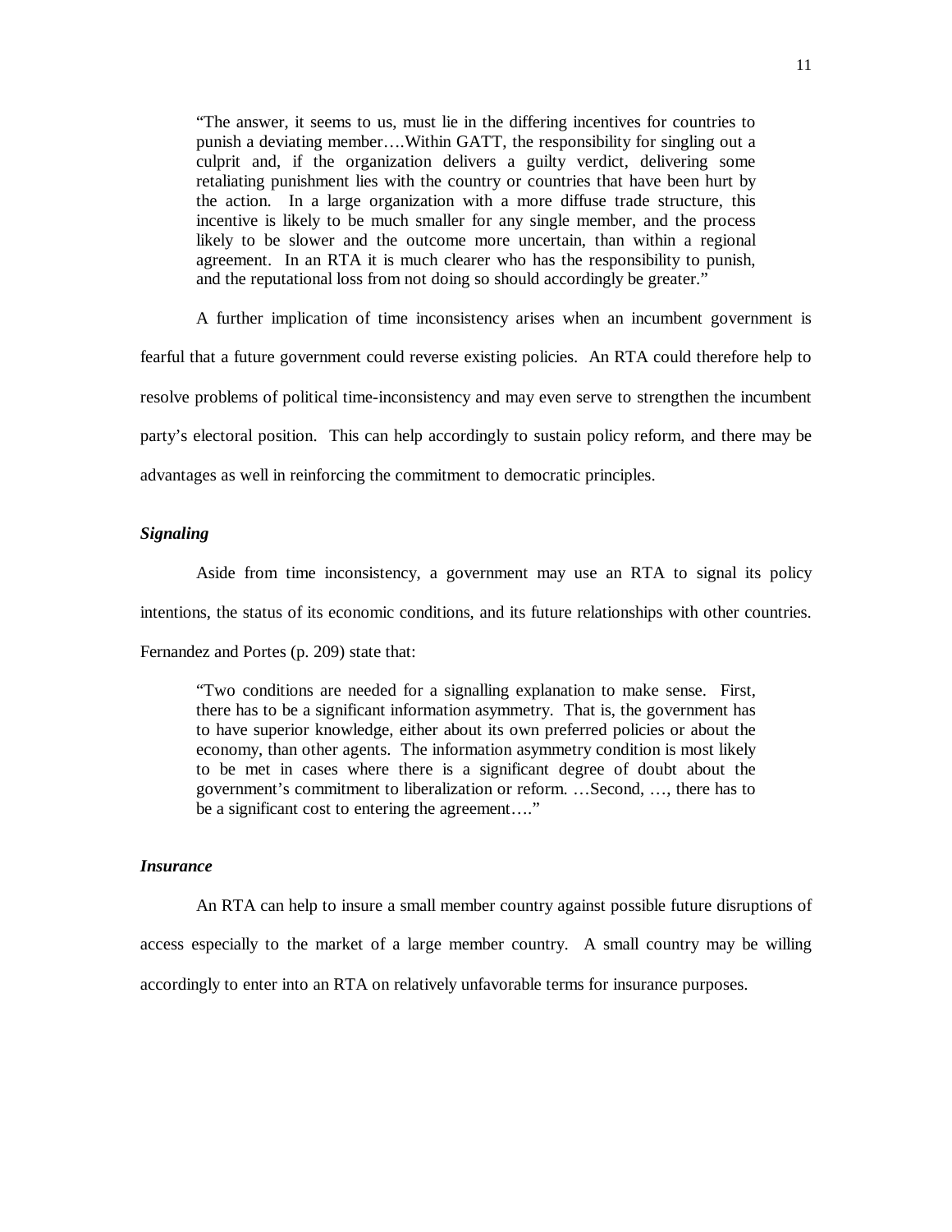> "The answer, it seems to us, must lie in the differing incentives for countries to punish a deviating member….Within GATT, the responsibility for singling out a culprit and, if the organization delivers a guilty verdict, delivering some retaliating punishment lies with the country or countries that have been hurt by the action. In a large organization with a more diffuse trade structure, this incentive is likely to be much smaller for any single member, and the process likely to be slower and the outcome more uncertain, than within a regional agreement. In an RTA it is much clearer who has the responsibility to punish, and the reputational loss from not doing so should accordingly be greater."

A further implication of time inconsistency arises when an incumbent government is fearful that a future government could reverse existing policies. An RTA could therefore help to resolve problems of political time-inconsistency and may even serve to strengthen the incumbent party's electoral position. This can help accordingly to sustain policy reform, and there may be advantages as well in reinforcing the commitment to democratic principles.

### *Signaling*

Aside from time inconsistency, a government may use an RTA to signal its policy intentions, the status of its economic conditions, and its future relationships with other countries. Fernandez and Portes (p. 209) state that:

> "Two conditions are needed for a signalling explanation to make sense. First, there has to be a significant information asymmetry. That is, the government has to have superior knowledge, either about its own preferred policies or about the economy, than other agents. The information asymmetry condition is most likely to be met in cases where there is a significant degree of doubt about the government's commitment to liberalization or reform. …Second, …, there has to be a significant cost to entering the agreement…."

### *Insurance*

An RTA can help to insure a small member country against possible future disruptions of access especially to the market of a large member country. A small country may be willing accordingly to enter into an RTA on relatively unfavorable terms for insurance purposes.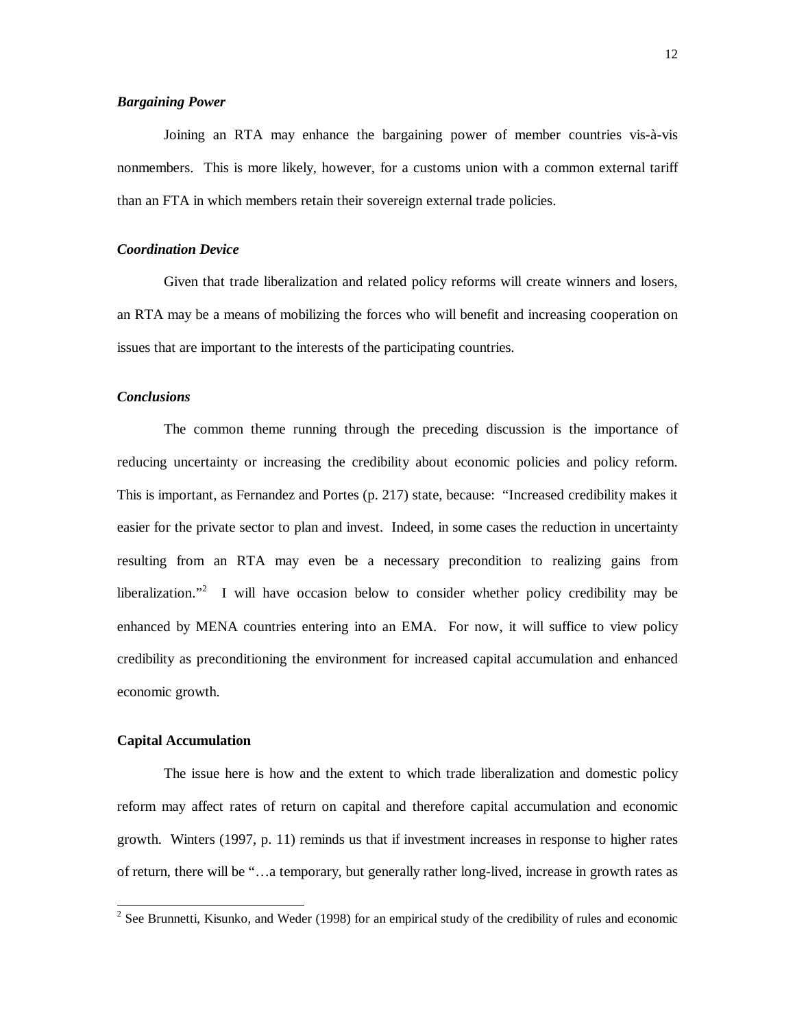### *Bargaining Power*

Joining an RTA may enhance the bargaining power of member countries vis-à-vis nonmembers. This is more likely, however, for a customs union with a common external tariff than an FTA in which members retain their sovereign external trade policies.

### *Coordination Device*

Given that trade liberalization and related policy reforms will create winners and losers, an RTA may be a means of mobilizing the forces who will benefit and increasing cooperation on issues that are important to the interests of the participating countries.

### *Conclusions*

The common theme running through the preceding discussion is the importance of reducing uncertainty or increasing the credibility about economic policies and policy reform. This is important, as Fernandez and Portes (p. 217) state, because: "Increased credibility makes it easier for the private sector to plan and invest. Indeed, in some cases the reduction in uncertainty resulting from an RTA may even be a necessary precondition to realizing gains from liberalization."[2] I will have occasion below to consider whether policy credibility may be enhanced by MENA countries entering into an EMA. For now, it will suffice to view policy credibility as preconditioning the environment for increased capital accumulation and enhanced economic growth.

## **Capital Accumulation**

The issue here is how and the extent to which trade liberalization and domestic policy reform may affect rates of return on capital and therefore capital accumulation and economic growth. Winters (1997, p. 11) reminds us that if investment increases in response to higher rates of return, there will be "…a temporary, but generally rather long-lived, increase in growth rates as

---

[2] See Brunnetti, Kisunko, and Weder (1998) for an empirical study of the credibility of rules and economic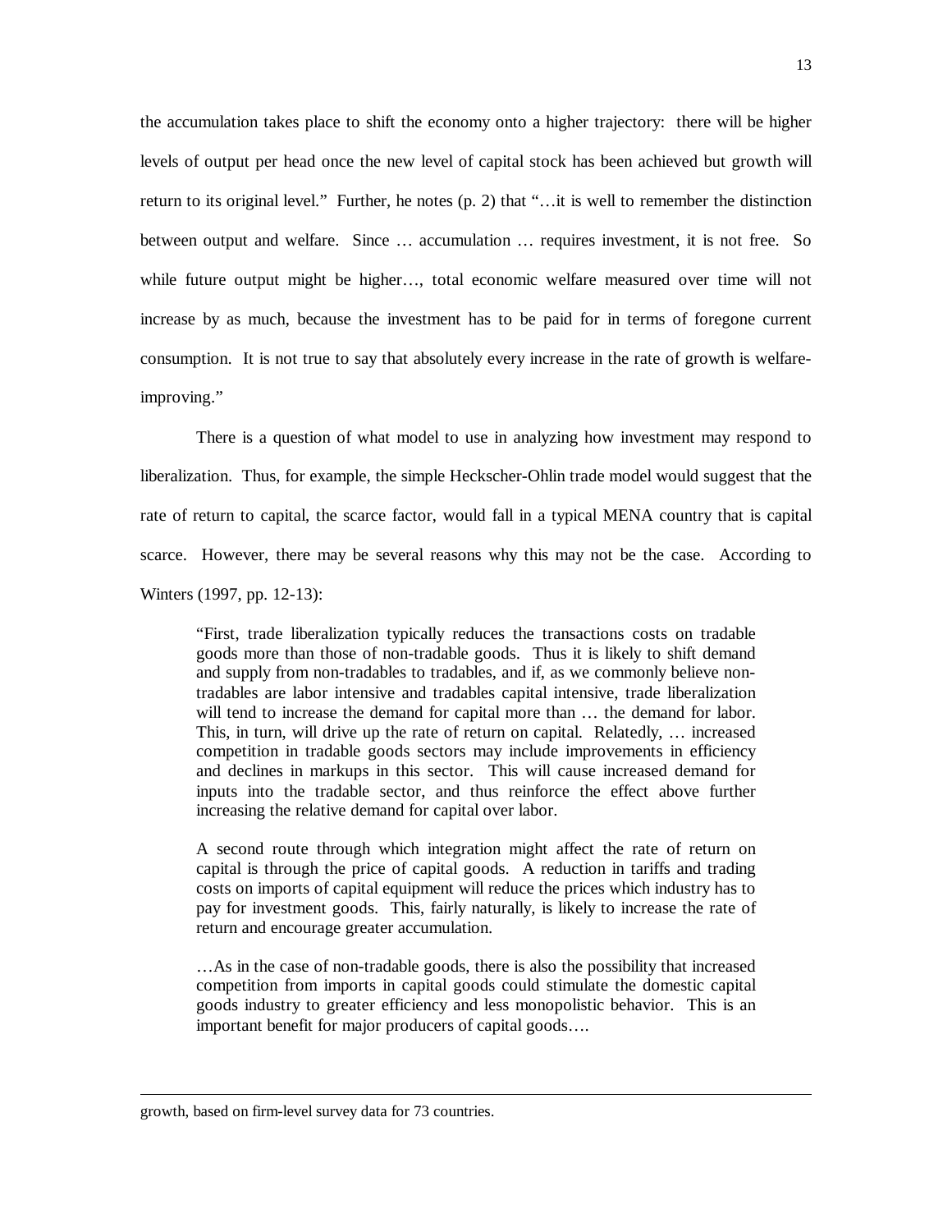the accumulation takes place to shift the economy onto a higher trajectory: there will be higher levels of output per head once the new level of capital stock has been achieved but growth will return to its original level." Further, he notes (p. 2) that "…it is well to remember the distinction between output and welfare. Since … accumulation … requires investment, it is not free. So while future output might be higher…, total economic welfare measured over time will not increase by as much, because the investment has to be paid for in terms of foregone current consumption. It is not true to say that absolutely every increase in the rate of growth is welfare-improving."

There is a question of what model to use in analyzing how investment may respond to liberalization. Thus, for example, the simple Heckscher-Ohlin trade model would suggest that the rate of return to capital, the scarce factor, would fall in a typical MENA country that is capital scarce. However, there may be several reasons why this may not be the case. According to Winters (1997, pp. 12-13):

> "First, trade liberalization typically reduces the transactions costs on tradable goods more than those of non-tradable goods. Thus it is likely to shift demand and supply from non-tradables to tradables, and if, as we commonly believe non-tradables are labor intensive and tradables capital intensive, trade liberalization will tend to increase the demand for capital more than … the demand for labor. This, in turn, will drive up the rate of return on capital. Relatedly, … increased competition in tradable goods sectors may include improvements in efficiency and declines in markups in this sector. This will cause increased demand for inputs into the tradable sector, and thus reinforce the effect above further increasing the relative demand for capital over labor.
>
> A second route through which integration might affect the rate of return on capital is through the price of capital goods. A reduction in tariffs and trading costs on imports of capital equipment will reduce the prices which industry has to pay for investment goods. This, fairly naturally, is likely to increase the rate of return and encourage greater accumulation.
>
> …As in the case of non-tradable goods, there is also the possibility that increased competition from imports in capital goods could stimulate the domestic capital goods industry to greater efficiency and less monopolistic behavior. This is an important benefit for major producers of capital goods….

---

growth, based on firm-level survey data for 73 countries.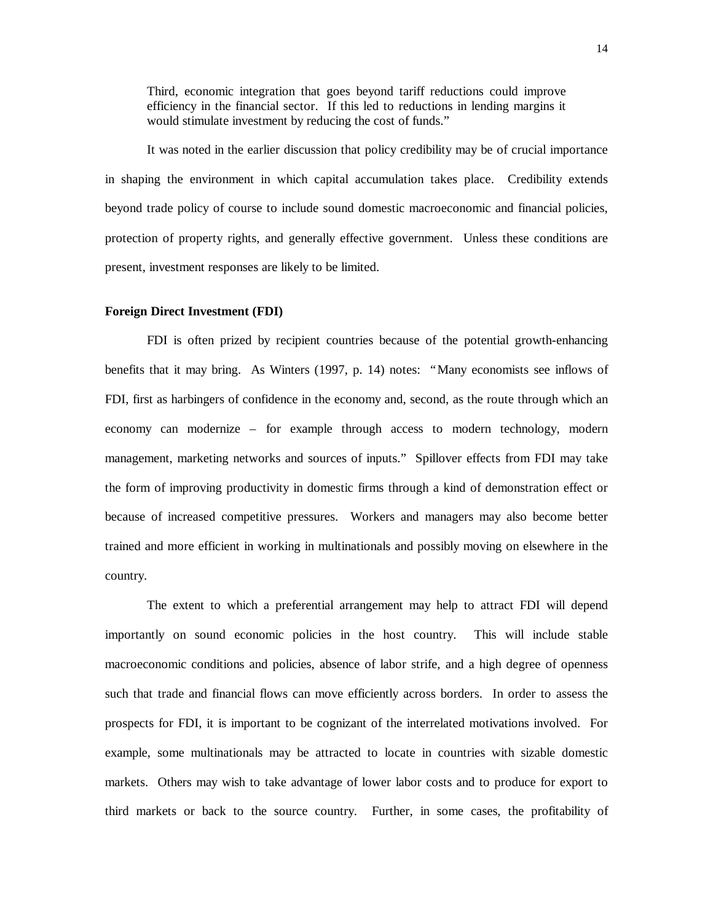> Third, economic integration that goes beyond tariff reductions could improve efficiency in the financial sector. If this led to reductions in lending margins it would stimulate investment by reducing the cost of funds."

It was noted in the earlier discussion that policy credibility may be of crucial importance in shaping the environment in which capital accumulation takes place. Credibility extends beyond trade policy of course to include sound domestic macroeconomic and financial policies, protection of property rights, and generally effective government. Unless these conditions are present, investment responses are likely to be limited.

**Foreign Direct Investment (FDI)**

FDI is often prized by recipient countries because of the potential growth-enhancing benefits that it may bring. As Winters (1997, p. 14) notes: "Many economists see inflows of FDI, first as harbingers of confidence in the economy and, second, as the route through which an economy can modernize – for example through access to modern technology, modern management, marketing networks and sources of inputs." Spillover effects from FDI may take the form of improving productivity in domestic firms through a kind of demonstration effect or because of increased competitive pressures. Workers and managers may also become better trained and more efficient in working in multinationals and possibly moving on elsewhere in the country.

The extent to which a preferential arrangement may help to attract FDI will depend importantly on sound economic policies in the host country. This will include stable macroeconomic conditions and policies, absence of labor strife, and a high degree of openness such that trade and financial flows can move efficiently across borders. In order to assess the prospects for FDI, it is important to be cognizant of the interrelated motivations involved. For example, some multinationals may be attracted to locate in countries with sizable domestic markets. Others may wish to take advantage of lower labor costs and to produce for export to third markets or back to the source country. Further, in some cases, the profitability of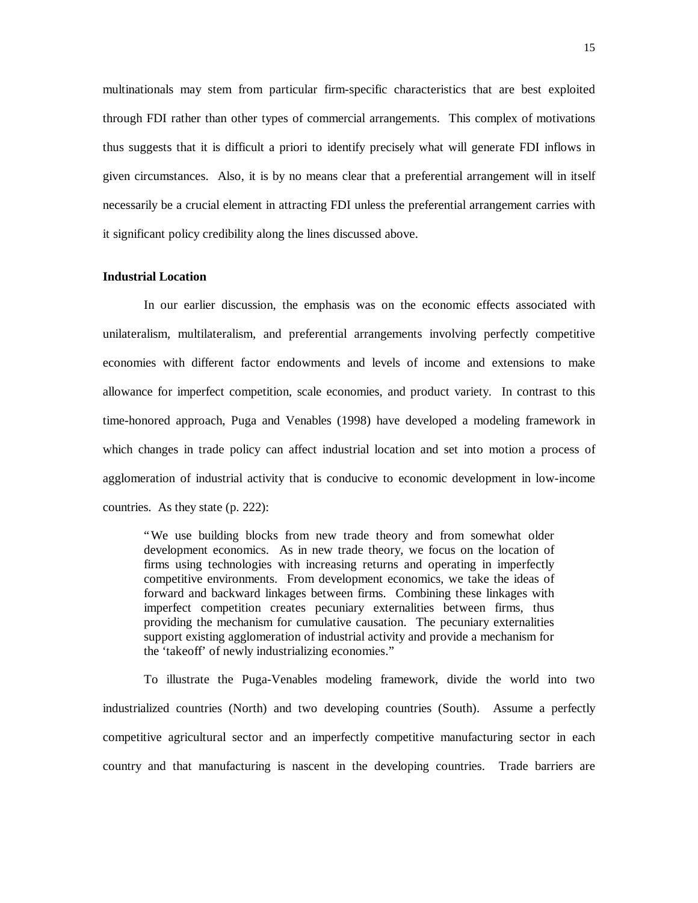multinationals may stem from particular firm-specific characteristics that are best exploited through FDI rather than other types of commercial arrangements. This complex of motivations thus suggests that it is difficult a priori to identify precisely what will generate FDI inflows in given circumstances. Also, it is by no means clear that a preferential arrangement will in itself necessarily be a crucial element in attracting FDI unless the preferential arrangement carries with it significant policy credibility along the lines discussed above.

**Industrial Location**

In our earlier discussion, the emphasis was on the economic effects associated with unilateralism, multilateralism, and preferential arrangements involving perfectly competitive economies with different factor endowments and levels of income and extensions to make allowance for imperfect competition, scale economies, and product variety. In contrast to this time-honored approach, Puga and Venables (1998) have developed a modeling framework in which changes in trade policy can affect industrial location and set into motion a process of agglomeration of industrial activity that is conducive to economic development in low-income countries. As they state (p. 222):

> "We use building blocks from new trade theory and from somewhat older development economics. As in new trade theory, we focus on the location of firms using technologies with increasing returns and operating in imperfectly competitive environments. From development economics, we take the ideas of forward and backward linkages between firms. Combining these linkages with imperfect competition creates pecuniary externalities between firms, thus providing the mechanism for cumulative causation. The pecuniary externalities support existing agglomeration of industrial activity and provide a mechanism for the 'takeoff' of newly industrializing economies."

To illustrate the Puga-Venables modeling framework, divide the world into two industrialized countries (North) and two developing countries (South). Assume a perfectly competitive agricultural sector and an imperfectly competitive manufacturing sector in each country and that manufacturing is nascent in the developing countries. Trade barriers are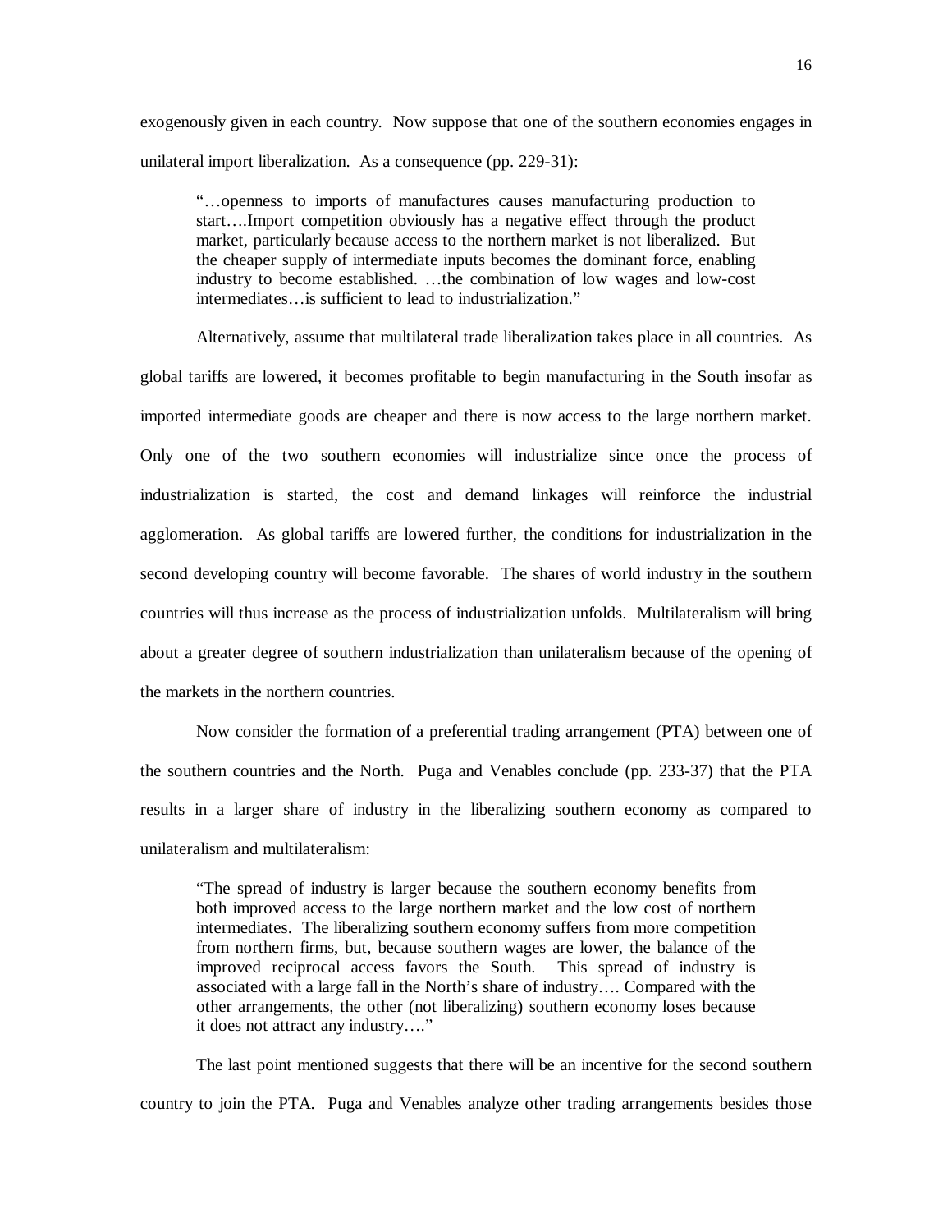exogenously given in each country. Now suppose that one of the southern economies engages in unilateral import liberalization. As a consequence (pp. 229-31):

> "…openness to imports of manufactures causes manufacturing production to start….Import competition obviously has a negative effect through the product market, particularly because access to the northern market is not liberalized. But the cheaper supply of intermediate inputs becomes the dominant force, enabling industry to become established. …the combination of low wages and low-cost intermediates…is sufficient to lead to industrialization."

Alternatively, assume that multilateral trade liberalization takes place in all countries. As global tariffs are lowered, it becomes profitable to begin manufacturing in the South insofar as imported intermediate goods are cheaper and there is now access to the large northern market. Only one of the two southern economies will industrialize since once the process of industrialization is started, the cost and demand linkages will reinforce the industrial agglomeration. As global tariffs are lowered further, the conditions for industrialization in the second developing country will become favorable. The shares of world industry in the southern countries will thus increase as the process of industrialization unfolds. Multilateralism will bring about a greater degree of southern industrialization than unilateralism because of the opening of the markets in the northern countries.

Now consider the formation of a preferential trading arrangement (PTA) between one of the southern countries and the North. Puga and Venables conclude (pp. 233-37) that the PTA results in a larger share of industry in the liberalizing southern economy as compared to unilateralism and multilateralism:

> "The spread of industry is larger because the southern economy benefits from both improved access to the large northern market and the low cost of northern intermediates. The liberalizing southern economy suffers from more competition from northern firms, but, because southern wages are lower, the balance of the improved reciprocal access favors the South. This spread of industry is associated with a large fall in the North's share of industry…. Compared with the other arrangements, the other (not liberalizing) southern economy loses because it does not attract any industry…."

The last point mentioned suggests that there will be an incentive for the second southern country to join the PTA. Puga and Venables analyze other trading arrangements besides those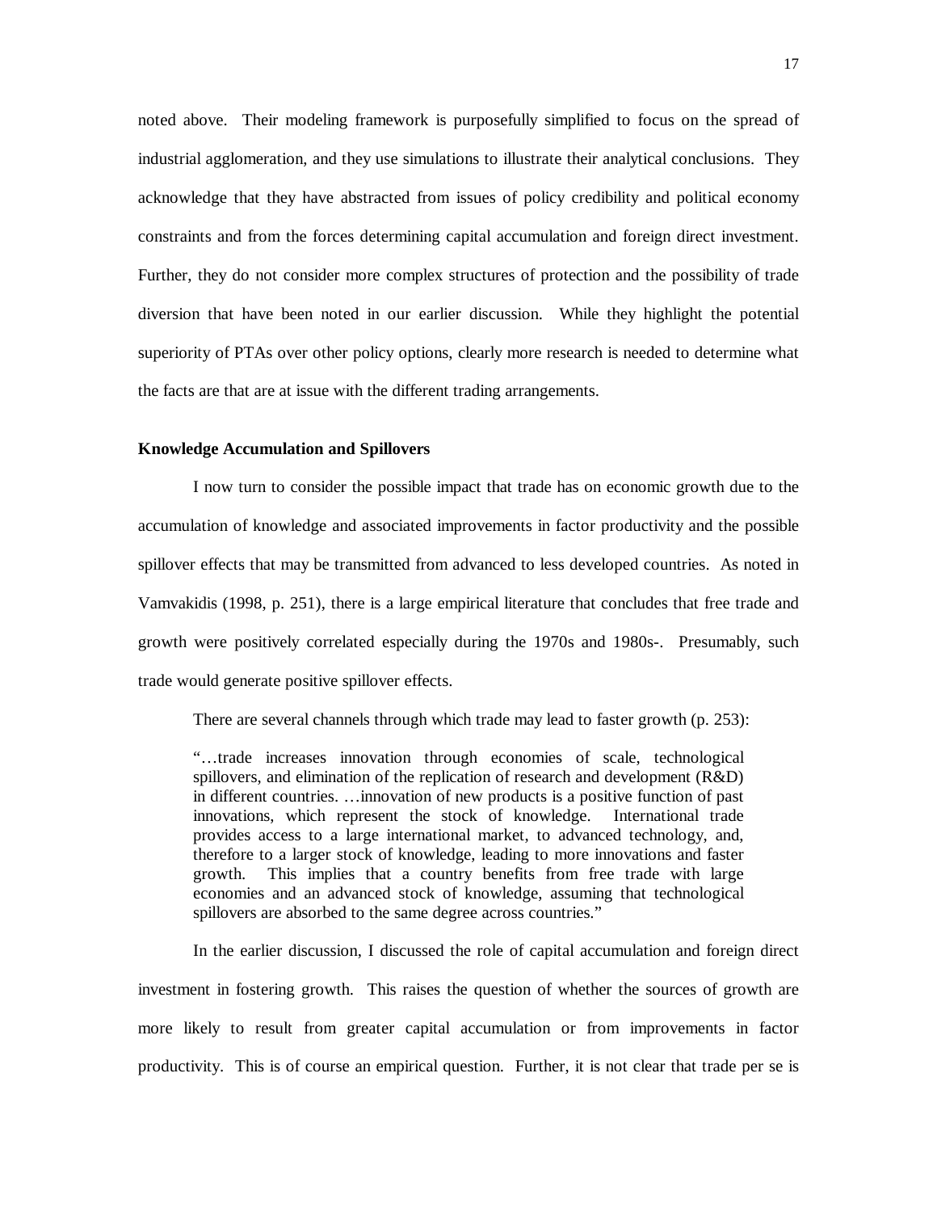noted above. Their modeling framework is purposefully simplified to focus on the spread of industrial agglomeration, and they use simulations to illustrate their analytical conclusions. They acknowledge that they have abstracted from issues of policy credibility and political economy constraints and from the forces determining capital accumulation and foreign direct investment. Further, they do not consider more complex structures of protection and the possibility of trade diversion that have been noted in our earlier discussion. While they highlight the potential superiority of PTAs over other policy options, clearly more research is needed to determine what the facts are that are at issue with the different trading arrangements.

**Knowledge Accumulation and Spillovers**

I now turn to consider the possible impact that trade has on economic growth due to the accumulation of knowledge and associated improvements in factor productivity and the possible spillover effects that may be transmitted from advanced to less developed countries. As noted in Vamvakidis (1998, p. 251), there is a large empirical literature that concludes that free trade and growth were positively correlated especially during the 1970s and 1980s-. Presumably, such trade would generate positive spillover effects.

There are several channels through which trade may lead to faster growth (p. 253):

> "…trade increases innovation through economies of scale, technological spillovers, and elimination of the replication of research and development (R&D) in different countries. …innovation of new products is a positive function of past innovations, which represent the stock of knowledge. International trade provides access to a large international market, to advanced technology, and, therefore to a larger stock of knowledge, leading to more innovations and faster growth. This implies that a country benefits from free trade with large economies and an advanced stock of knowledge, assuming that technological spillovers are absorbed to the same degree across countries."

In the earlier discussion, I discussed the role of capital accumulation and foreign direct investment in fostering growth. This raises the question of whether the sources of growth are more likely to result from greater capital accumulation or from improvements in factor productivity. This is of course an empirical question. Further, it is not clear that trade per se is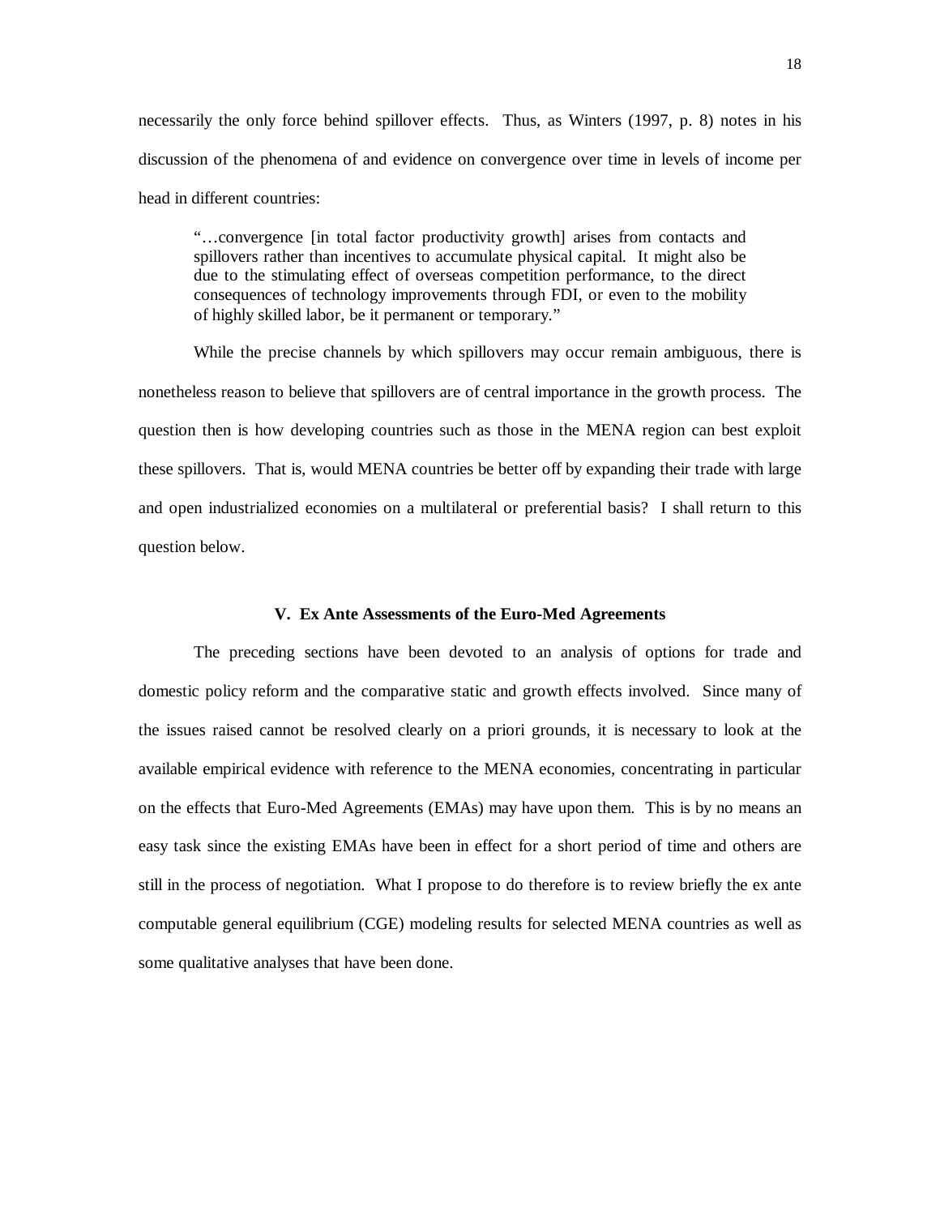necessarily the only force behind spillover effects. Thus, as Winters (1997, p. 8) notes in his discussion of the phenomena of and evidence on convergence over time in levels of income per head in different countries:

> "…convergence [in total factor productivity growth] arises from contacts and spillovers rather than incentives to accumulate physical capital. It might also be due to the stimulating effect of overseas competition performance, to the direct consequences of technology improvements through FDI, or even to the mobility of highly skilled labor, be it permanent or temporary."

While the precise channels by which spillovers may occur remain ambiguous, there is nonetheless reason to believe that spillovers are of central importance in the growth process. The question then is how developing countries such as those in the MENA region can best exploit these spillovers. That is, would MENA countries be better off by expanding their trade with large and open industrialized economies on a multilateral or preferential basis? I shall return to this question below.

## V. Ex Ante Assessments of the Euro-Med Agreements

The preceding sections have been devoted to an analysis of options for trade and domestic policy reform and the comparative static and growth effects involved. Since many of the issues raised cannot be resolved clearly on a priori grounds, it is necessary to look at the available empirical evidence with reference to the MENA economies, concentrating in particular on the effects that Euro-Med Agreements (EMAs) may have upon them. This is by no means an easy task since the existing EMAs have been in effect for a short period of time and others are still in the process of negotiation. What I propose to do therefore is to review briefly the ex ante computable general equilibrium (CGE) modeling results for selected MENA countries as well as some qualitative analyses that have been done.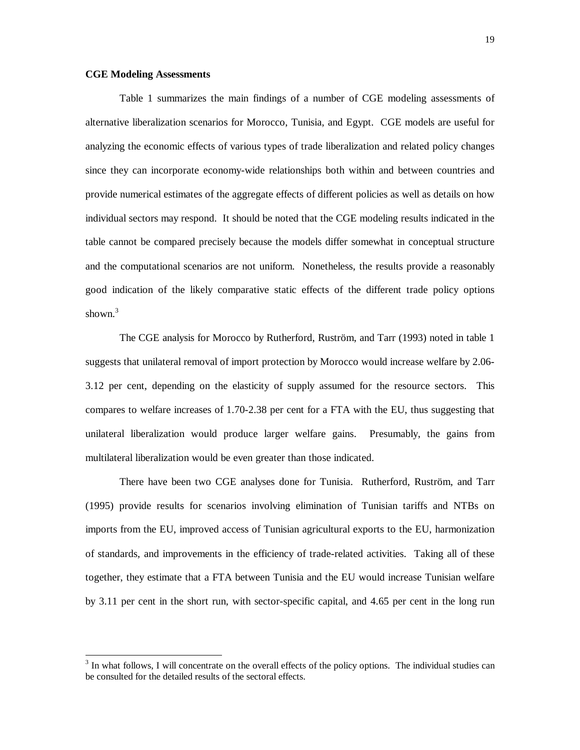**CGE Modeling Assessments**

Table 1 summarizes the main findings of a number of CGE modeling assessments of alternative liberalization scenarios for Morocco, Tunisia, and Egypt. CGE models are useful for analyzing the economic effects of various types of trade liberalization and related policy changes since they can incorporate economy-wide relationships both within and between countries and provide numerical estimates of the aggregate effects of different policies as well as details on how individual sectors may respond. It should be noted that the CGE modeling results indicated in the table cannot be compared precisely because the models differ somewhat in conceptual structure and the computational scenarios are not uniform. Nonetheless, the results provide a reasonably good indication of the likely comparative static effects of the different trade policy options shown.[3]

The CGE analysis for Morocco by Rutherford, Ruström, and Tarr (1993) noted in table 1 suggests that unilateral removal of import protection by Morocco would increase welfare by 2.06-3.12 per cent, depending on the elasticity of supply assumed for the resource sectors. This compares to welfare increases of 1.70-2.38 per cent for a FTA with the EU, thus suggesting that unilateral liberalization would produce larger welfare gains. Presumably, the gains from multilateral liberalization would be even greater than those indicated.

There have been two CGE analyses done for Tunisia. Rutherford, Ruström, and Tarr (1995) provide results for scenarios involving elimination of Tunisian tariffs and NTBs on imports from the EU, improved access of Tunisian agricultural exports to the EU, harmonization of standards, and improvements in the efficiency of trade-related activities. Taking all of these together, they estimate that a FTA between Tunisia and the EU would increase Tunisian welfare by 3.11 per cent in the short run, with sector-specific capital, and 4.65 per cent in the long run

[3] In what follows, I will concentrate on the overall effects of the policy options. The individual studies can be consulted for the detailed results of the sectoral effects.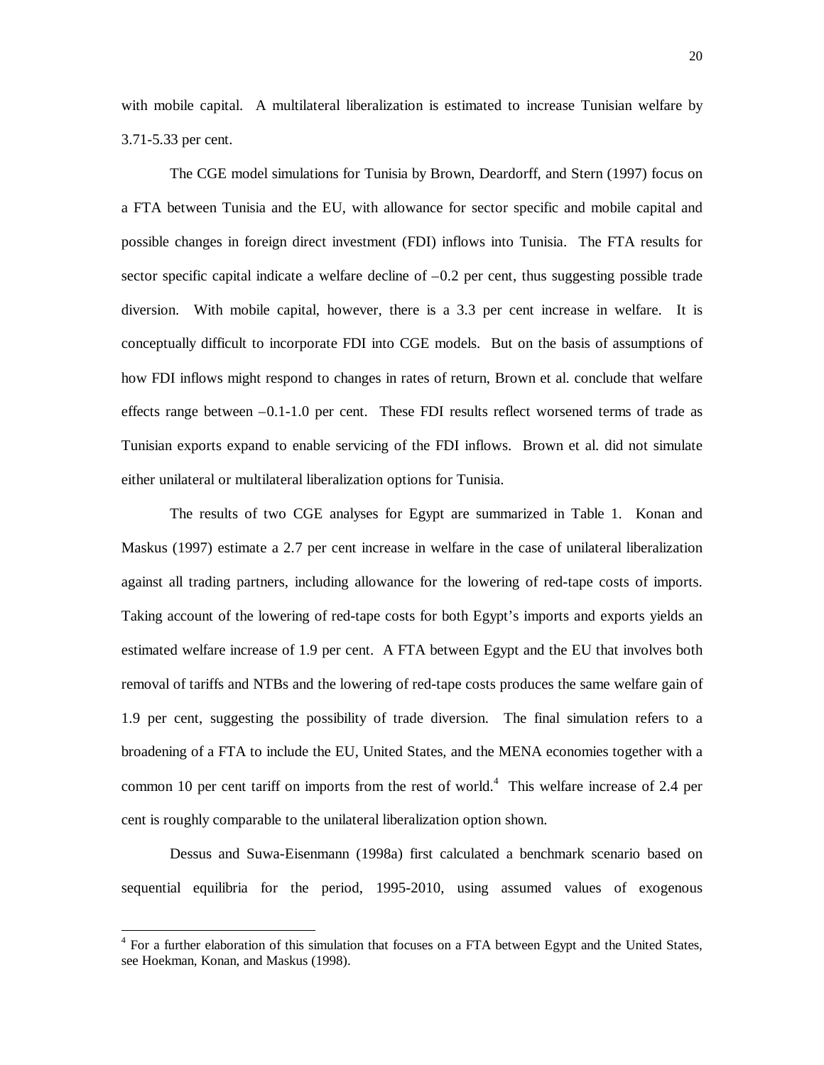with mobile capital. A multilateral liberalization is estimated to increase Tunisian welfare by 3.71-5.33 per cent.

The CGE model simulations for Tunisia by Brown, Deardorff, and Stern (1997) focus on a FTA between Tunisia and the EU, with allowance for sector specific and mobile capital and possible changes in foreign direct investment (FDI) inflows into Tunisia. The FTA results for sector specific capital indicate a welfare decline of –0.2 per cent, thus suggesting possible trade diversion. With mobile capital, however, there is a 3.3 per cent increase in welfare. It is conceptually difficult to incorporate FDI into CGE models. But on the basis of assumptions of how FDI inflows might respond to changes in rates of return, Brown et al. conclude that welfare effects range between –0.1-1.0 per cent. These FDI results reflect worsened terms of trade as Tunisian exports expand to enable servicing of the FDI inflows. Brown et al. did not simulate either unilateral or multilateral liberalization options for Tunisia.

The results of two CGE analyses for Egypt are summarized in Table 1. Konan and Maskus (1997) estimate a 2.7 per cent increase in welfare in the case of unilateral liberalization against all trading partners, including allowance for the lowering of red-tape costs of imports. Taking account of the lowering of red-tape costs for both Egypt's imports and exports yields an estimated welfare increase of 1.9 per cent. A FTA between Egypt and the EU that involves both removal of tariffs and NTBs and the lowering of red-tape costs produces the same welfare gain of 1.9 per cent, suggesting the possibility of trade diversion. The final simulation refers to a broadening of a FTA to include the EU, United States, and the MENA economies together with a common 10 per cent tariff on imports from the rest of world.[4] This welfare increase of 2.4 per cent is roughly comparable to the unilateral liberalization option shown.

Dessus and Suwa-Eisenmann (1998a) first calculated a benchmark scenario based on sequential equilibria for the period, 1995-2010, using assumed values of exogenous

[4] For a further elaboration of this simulation that focuses on a FTA between Egypt and the United States, see Hoekman, Konan, and Maskus (1998).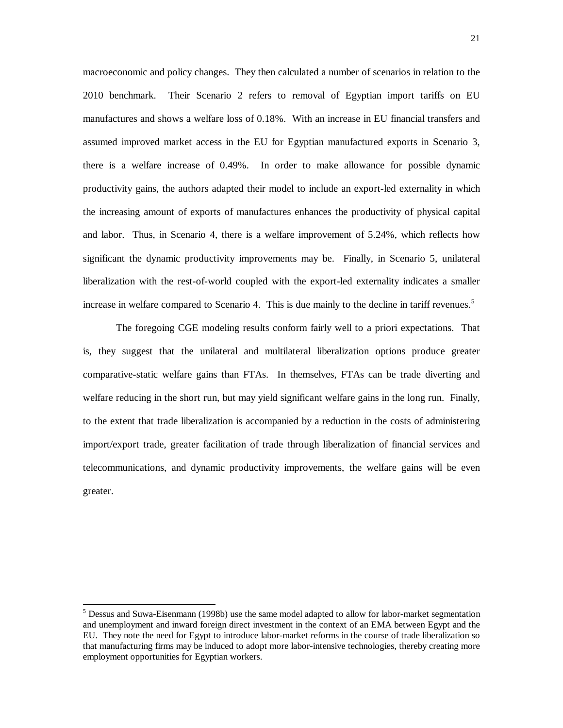macroeconomic and policy changes. They then calculated a number of scenarios in relation to the 2010 benchmark. Their Scenario 2 refers to removal of Egyptian import tariffs on EU manufactures and shows a welfare loss of 0.18%. With an increase in EU financial transfers and assumed improved market access in the EU for Egyptian manufactured exports in Scenario 3, there is a welfare increase of 0.49%. In order to make allowance for possible dynamic productivity gains, the authors adapted their model to include an export-led externality in which the increasing amount of exports of manufactures enhances the productivity of physical capital and labor. Thus, in Scenario 4, there is a welfare improvement of 5.24%, which reflects how significant the dynamic productivity improvements may be. Finally, in Scenario 5, unilateral liberalization with the rest-of-world coupled with the export-led externality indicates a smaller increase in welfare compared to Scenario 4. This is due mainly to the decline in tariff revenues.[5]

The foregoing CGE modeling results conform fairly well to a priori expectations. That is, they suggest that the unilateral and multilateral liberalization options produce greater comparative-static welfare gains than FTAs. In themselves, FTAs can be trade diverting and welfare reducing in the short run, but may yield significant welfare gains in the long run. Finally, to the extent that trade liberalization is accompanied by a reduction in the costs of administering import/export trade, greater facilitation of trade through liberalization of financial services and telecommunications, and dynamic productivity improvements, the welfare gains will be even greater.

---

[5] Dessus and Suwa-Eisenmann (1998b) use the same model adapted to allow for labor-market segmentation and unemployment and inward foreign direct investment in the context of an EMA between Egypt and the EU. They note the need for Egypt to introduce labor-market reforms in the course of trade liberalization so that manufacturing firms may be induced to adopt more labor-intensive technologies, thereby creating more employment opportunities for Egyptian workers.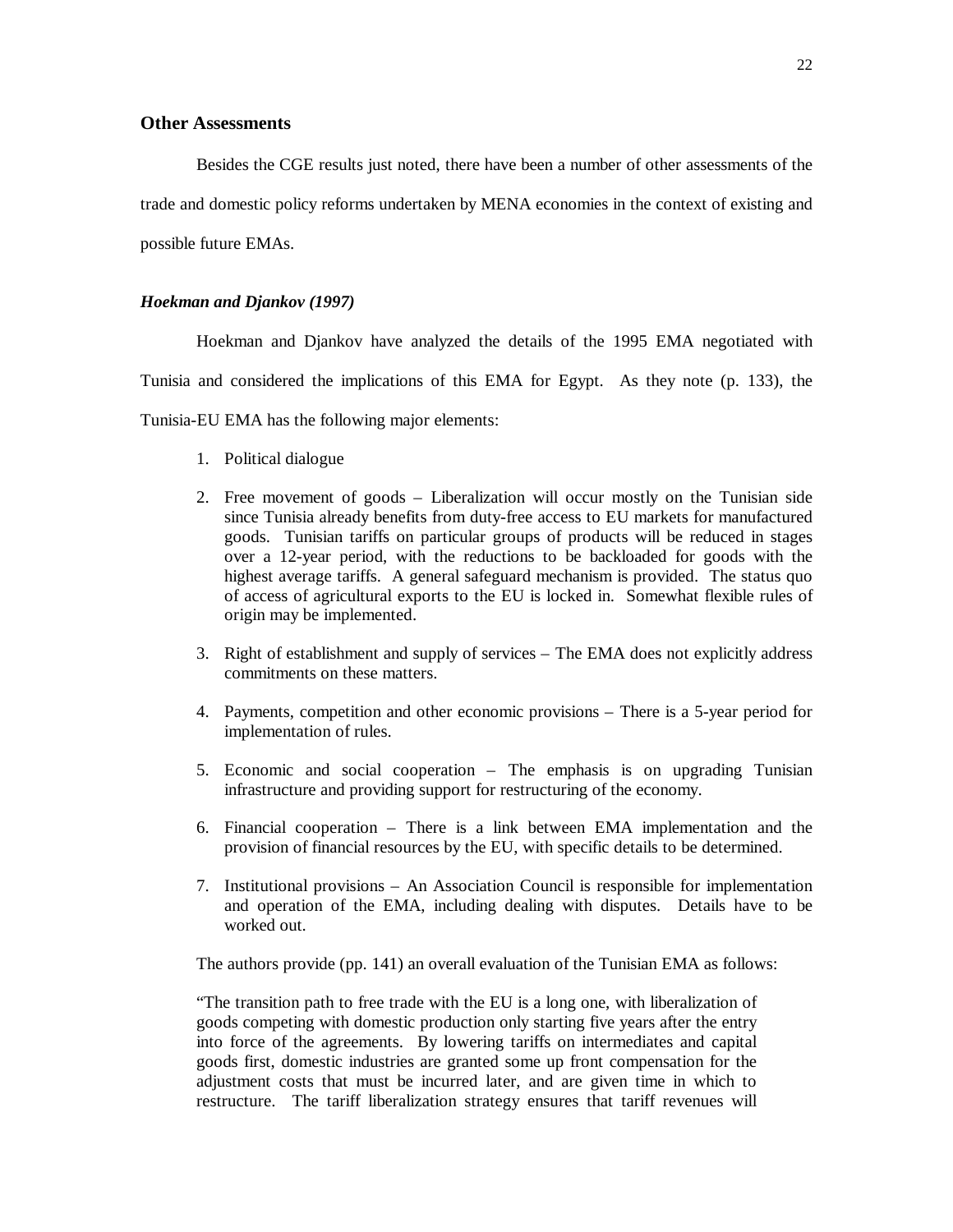## Other Assessments

Besides the CGE results just noted, there have been a number of other assessments of the trade and domestic policy reforms undertaken by MENA economies in the context of existing and possible future EMAs.

### *Hoekman and Djankov (1997)*

Hoekman and Djankov have analyzed the details of the 1995 EMA negotiated with Tunisia and considered the implications of this EMA for Egypt. As they note (p. 133), the Tunisia-EU EMA has the following major elements:

1. Political dialogue
2. Free movement of goods – Liberalization will occur mostly on the Tunisian side since Tunisia already benefits from duty-free access to EU markets for manufactured goods. Tunisian tariffs on particular groups of products will be reduced in stages over a 12-year period, with the reductions to be backloaded for goods with the highest average tariffs. A general safeguard mechanism is provided. The status quo of access of agricultural exports to the EU is locked in. Somewhat flexible rules of origin may be implemented.
3. Right of establishment and supply of services – The EMA does not explicitly address commitments on these matters.
4. Payments, competition and other economic provisions – There is a 5-year period for implementation of rules.
5. Economic and social cooperation – The emphasis is on upgrading Tunisian infrastructure and providing support for restructuring of the economy.
6. Financial cooperation – There is a link between EMA implementation and the provision of financial resources by the EU, with specific details to be determined.
7. Institutional provisions – An Association Council is responsible for implementation and operation of the EMA, including dealing with disputes. Details have to be worked out.

The authors provide (pp. 141) an overall evaluation of the Tunisian EMA as follows:

> "The transition path to free trade with the EU is a long one, with liberalization of goods competing with domestic production only starting five years after the entry into force of the agreements. By lowering tariffs on intermediates and capital goods first, domestic industries are granted some up front compensation for the adjustment costs that must be incurred later, and are given time in which to restructure. The tariff liberalization strategy ensures that tariff revenues will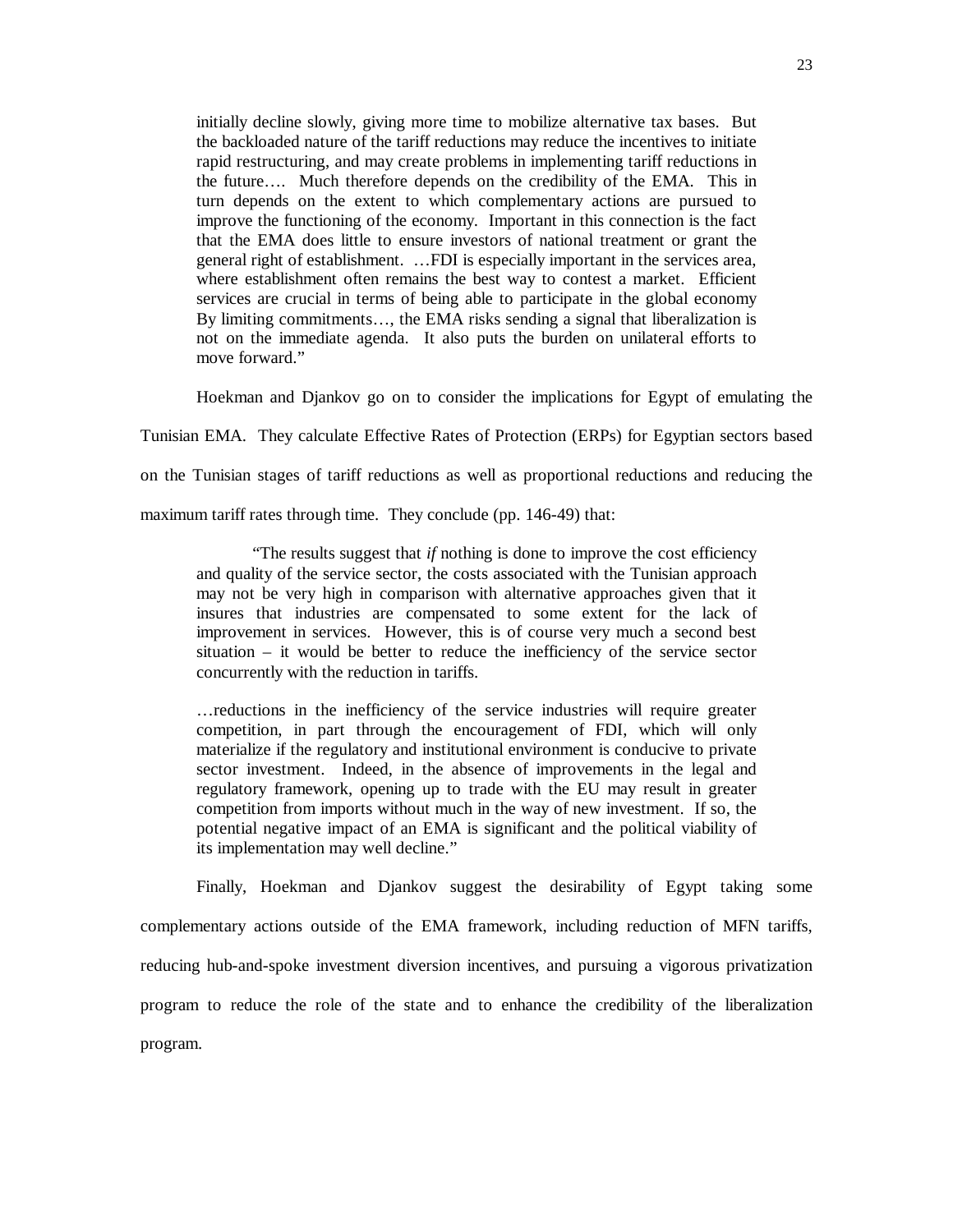> initially decline slowly, giving more time to mobilize alternative tax bases. But the backloaded nature of the tariff reductions may reduce the incentives to initiate rapid restructuring, and may create problems in implementing tariff reductions in the future…. Much therefore depends on the credibility of the EMA. This in turn depends on the extent to which complementary actions are pursued to improve the functioning of the economy. Important in this connection is the fact that the EMA does little to ensure investors of national treatment or grant the general right of establishment. …FDI is especially important in the services area, where establishment often remains the best way to contest a market. Efficient services are crucial in terms of being able to participate in the global economy By limiting commitments…, the EMA risks sending a signal that liberalization is not on the immediate agenda. It also puts the burden on unilateral efforts to move forward."

Hoekman and Djankov go on to consider the implications for Egypt of emulating the Tunisian EMA. They calculate Effective Rates of Protection (ERPs) for Egyptian sectors based on the Tunisian stages of tariff reductions as well as proportional reductions and reducing the maximum tariff rates through time. They conclude (pp. 146-49) that:

> "The results suggest that *if* nothing is done to improve the cost efficiency and quality of the service sector, the costs associated with the Tunisian approach may not be very high in comparison with alternative approaches given that it insures that industries are compensated to some extent for the lack of improvement in services. However, this is of course very much a second best situation – it would be better to reduce the inefficiency of the service sector concurrently with the reduction in tariffs.
>
> …reductions in the inefficiency of the service industries will require greater competition, in part through the encouragement of FDI, which will only materialize if the regulatory and institutional environment is conducive to private sector investment. Indeed, in the absence of improvements in the legal and regulatory framework, opening up to trade with the EU may result in greater competition from imports without much in the way of new investment. If so, the potential negative impact of an EMA is significant and the political viability of its implementation may well decline."

Finally, Hoekman and Djankov suggest the desirability of Egypt taking some complementary actions outside of the EMA framework, including reduction of MFN tariffs, reducing hub-and-spoke investment diversion incentives, and pursuing a vigorous privatization program to reduce the role of the state and to enhance the credibility of the liberalization program.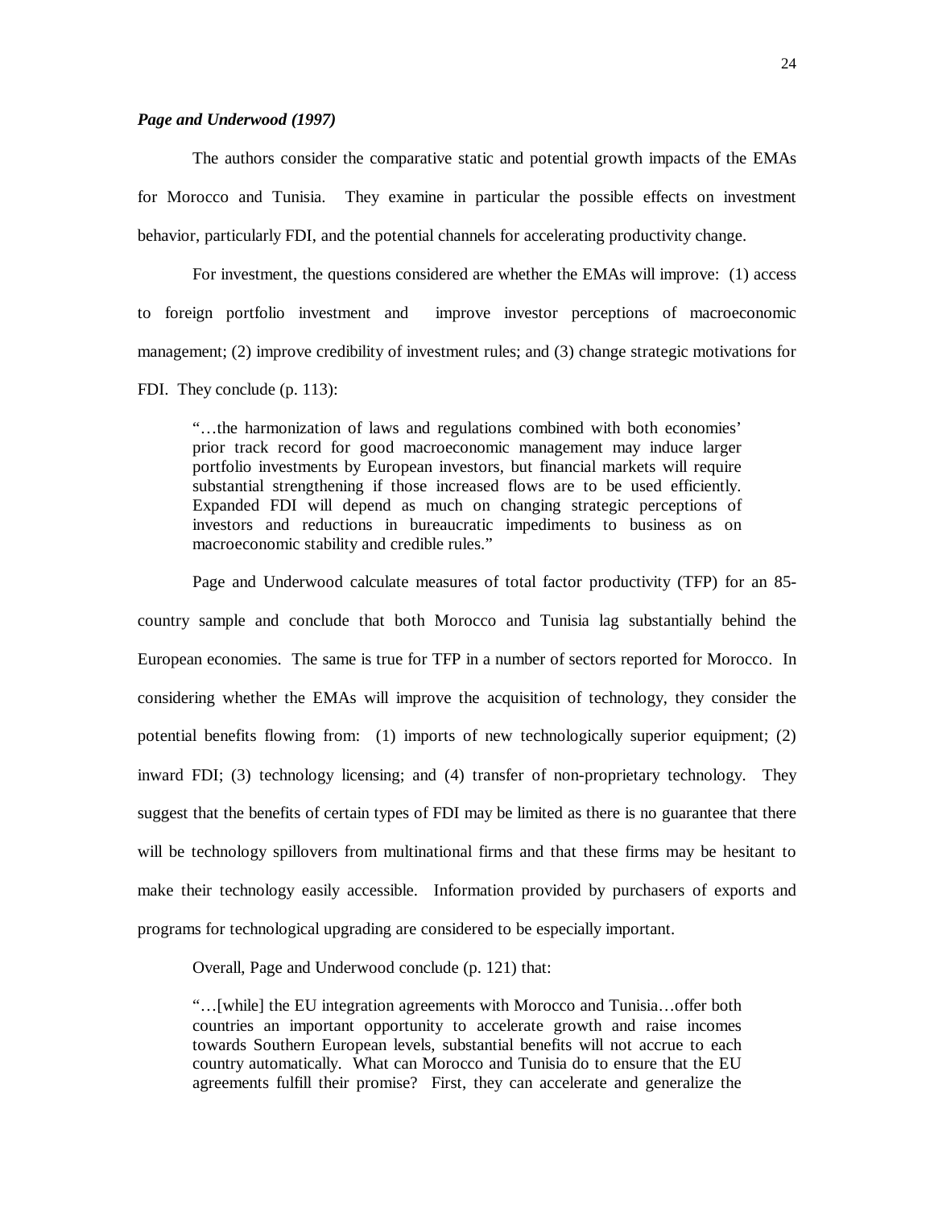***Page and Underwood (1997)***

The authors consider the comparative static and potential growth impacts of the EMAs for Morocco and Tunisia. They examine in particular the possible effects on investment behavior, particularly FDI, and the potential channels for accelerating productivity change.

For investment, the questions considered are whether the EMAs will improve: (1) access to foreign portfolio investment and improve investor perceptions of macroeconomic management; (2) improve credibility of investment rules; and (3) change strategic motivations for FDI. They conclude (p. 113):

> "…the harmonization of laws and regulations combined with both economies' prior track record for good macroeconomic management may induce larger portfolio investments by European investors, but financial markets will require substantial strengthening if those increased flows are to be used efficiently. Expanded FDI will depend as much on changing strategic perceptions of investors and reductions in bureaucratic impediments to business as on macroeconomic stability and credible rules."

Page and Underwood calculate measures of total factor productivity (TFP) for an 85-country sample and conclude that both Morocco and Tunisia lag substantially behind the European economies. The same is true for TFP in a number of sectors reported for Morocco. In considering whether the EMAs will improve the acquisition of technology, they consider the potential benefits flowing from: (1) imports of new technologically superior equipment; (2) inward FDI; (3) technology licensing; and (4) transfer of non-proprietary technology. They suggest that the benefits of certain types of FDI may be limited as there is no guarantee that there will be technology spillovers from multinational firms and that these firms may be hesitant to make their technology easily accessible. Information provided by purchasers of exports and programs for technological upgrading are considered to be especially important.

Overall, Page and Underwood conclude (p. 121) that:

> "…[while] the EU integration agreements with Morocco and Tunisia…offer both countries an important opportunity to accelerate growth and raise incomes towards Southern European levels, substantial benefits will not accrue to each country automatically. What can Morocco and Tunisia do to ensure that the EU agreements fulfill their promise? First, they can accelerate and generalize the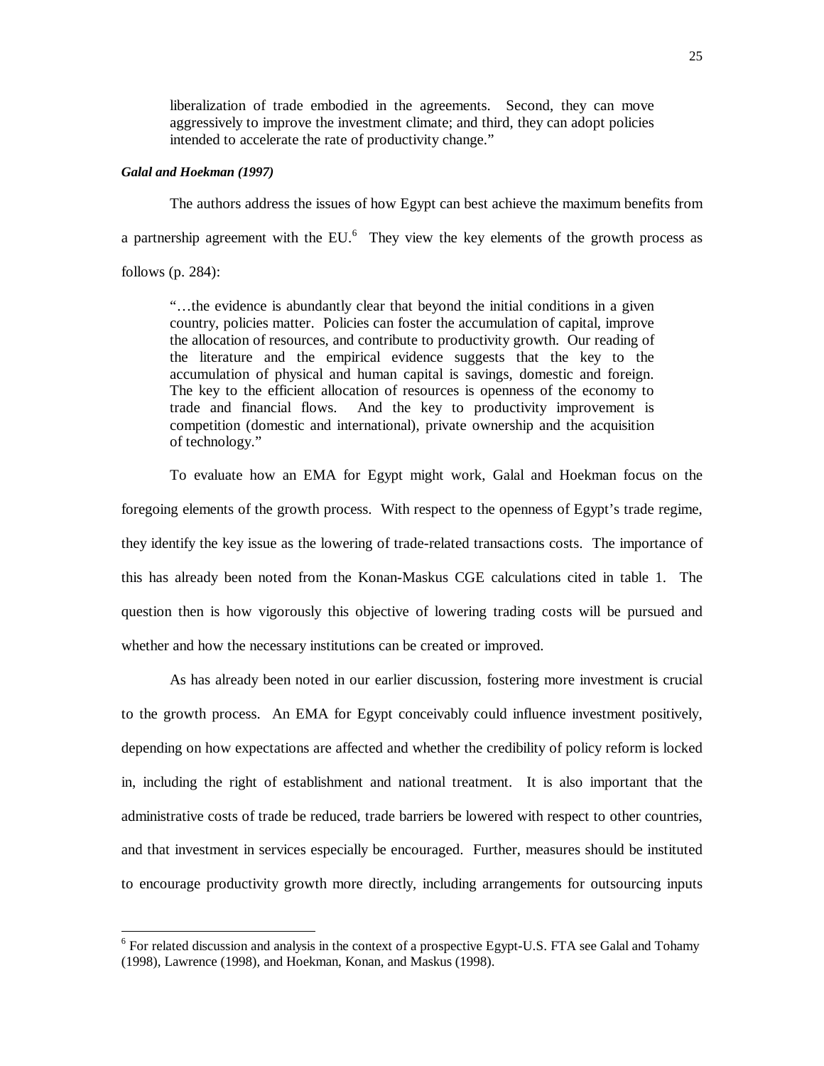> liberalization of trade embodied in the agreements. Second, they can move aggressively to improve the investment climate; and third, they can adopt policies intended to accelerate the rate of productivity change."

***Galal and Hoekman (1997)***

The authors address the issues of how Egypt can best achieve the maximum benefits from a partnership agreement with the EU.[6] They view the key elements of the growth process as follows (p. 284):

> "…the evidence is abundantly clear that beyond the initial conditions in a given country, policies matter. Policies can foster the accumulation of capital, improve the allocation of resources, and contribute to productivity growth. Our reading of the literature and the empirical evidence suggests that the key to the accumulation of physical and human capital is savings, domestic and foreign. The key to the efficient allocation of resources is openness of the economy to trade and financial flows. And the key to productivity improvement is competition (domestic and international), private ownership and the acquisition of technology."

To evaluate how an EMA for Egypt might work, Galal and Hoekman focus on the foregoing elements of the growth process. With respect to the openness of Egypt's trade regime, they identify the key issue as the lowering of trade-related transactions costs. The importance of this has already been noted from the Konan-Maskus CGE calculations cited in table 1. The question then is how vigorously this objective of lowering trading costs will be pursued and whether and how the necessary institutions can be created or improved.

As has already been noted in our earlier discussion, fostering more investment is crucial to the growth process. An EMA for Egypt conceivably could influence investment positively, depending on how expectations are affected and whether the credibility of policy reform is locked in, including the right of establishment and national treatment. It is also important that the administrative costs of trade be reduced, trade barriers be lowered with respect to other countries, and that investment in services especially be encouraged. Further, measures should be instituted to encourage productivity growth more directly, including arrangements for outsourcing inputs

[6] For related discussion and analysis in the context of a prospective Egypt-U.S. FTA see Galal and Tohamy (1998), Lawrence (1998), and Hoekman, Konan, and Maskus (1998).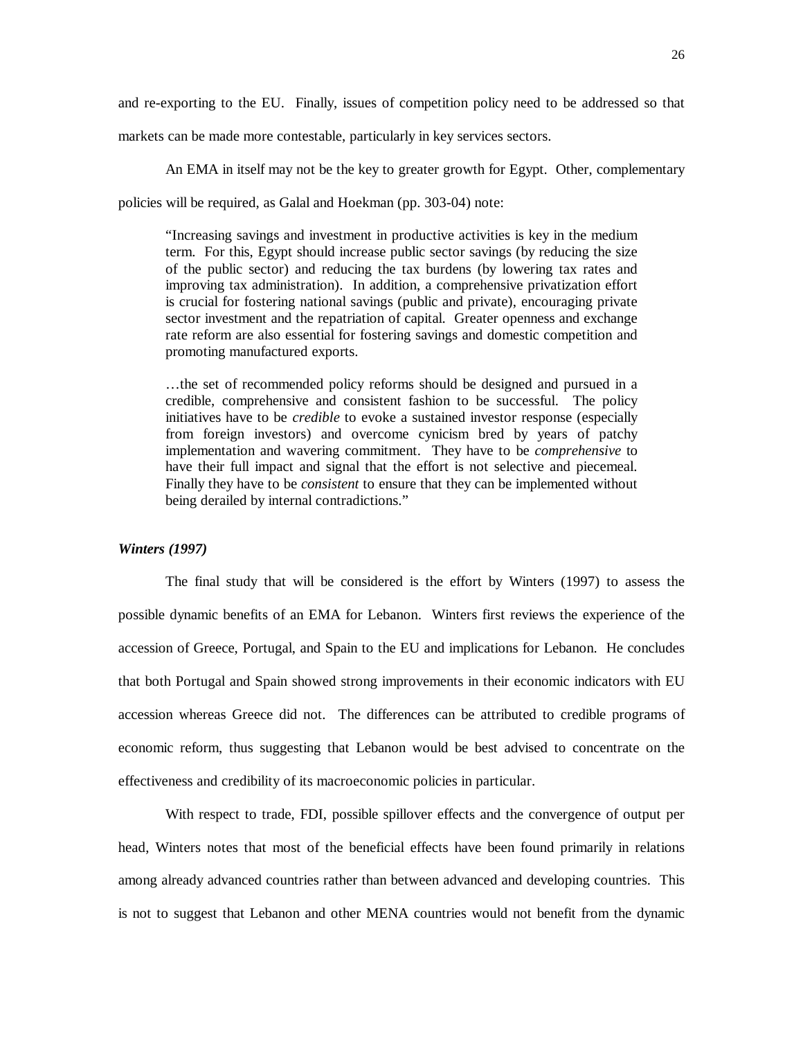and re-exporting to the EU. Finally, issues of competition policy need to be addressed so that markets can be made more contestable, particularly in key services sectors.

An EMA in itself may not be the key to greater growth for Egypt. Other, complementary policies will be required, as Galal and Hoekman (pp. 303-04) note:

> "Increasing savings and investment in productive activities is key in the medium term. For this, Egypt should increase public sector savings (by reducing the size of the public sector) and reducing the tax burdens (by lowering tax rates and improving tax administration). In addition, a comprehensive privatization effort is crucial for fostering national savings (public and private), encouraging private sector investment and the repatriation of capital. Greater openness and exchange rate reform are also essential for fostering savings and domestic competition and promoting manufactured exports.
>
> …the set of recommended policy reforms should be designed and pursued in a credible, comprehensive and consistent fashion to be successful. The policy initiatives have to be *credible* to evoke a sustained investor response (especially from foreign investors) and overcome cynicism bred by years of patchy implementation and wavering commitment. They have to be *comprehensive* to have their full impact and signal that the effort is not selective and piecemeal. Finally they have to be *consistent* to ensure that they can be implemented without being derailed by internal contradictions."

***Winters (1997)***

The final study that will be considered is the effort by Winters (1997) to assess the possible dynamic benefits of an EMA for Lebanon. Winters first reviews the experience of the accession of Greece, Portugal, and Spain to the EU and implications for Lebanon. He concludes that both Portugal and Spain showed strong improvements in their economic indicators with EU accession whereas Greece did not. The differences can be attributed to credible programs of economic reform, thus suggesting that Lebanon would be best advised to concentrate on the effectiveness and credibility of its macroeconomic policies in particular.

With respect to trade, FDI, possible spillover effects and the convergence of output per head, Winters notes that most of the beneficial effects have been found primarily in relations among already advanced countries rather than between advanced and developing countries. This is not to suggest that Lebanon and other MENA countries would not benefit from the dynamic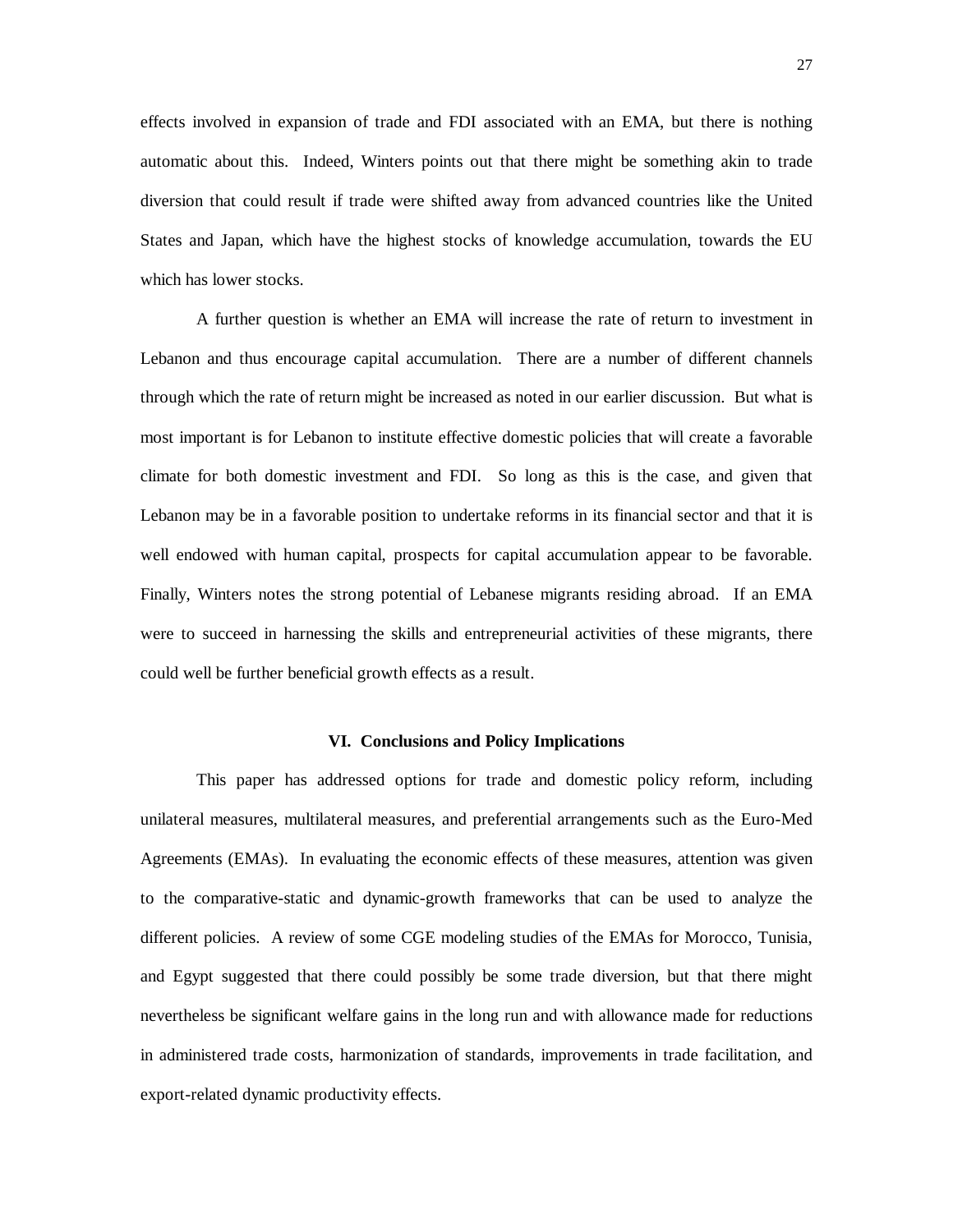effects involved in expansion of trade and FDI associated with an EMA, but there is nothing automatic about this. Indeed, Winters points out that there might be something akin to trade diversion that could result if trade were shifted away from advanced countries like the United States and Japan, which have the highest stocks of knowledge accumulation, towards the EU which has lower stocks.

A further question is whether an EMA will increase the rate of return to investment in Lebanon and thus encourage capital accumulation. There are a number of different channels through which the rate of return might be increased as noted in our earlier discussion. But what is most important is for Lebanon to institute effective domestic policies that will create a favorable climate for both domestic investment and FDI. So long as this is the case, and given that Lebanon may be in a favorable position to undertake reforms in its financial sector and that it is well endowed with human capital, prospects for capital accumulation appear to be favorable. Finally, Winters notes the strong potential of Lebanese migrants residing abroad. If an EMA were to succeed in harnessing the skills and entrepreneurial activities of these migrants, there could well be further beneficial growth effects as a result.

## VI. Conclusions and Policy Implications

This paper has addressed options for trade and domestic policy reform, including unilateral measures, multilateral measures, and preferential arrangements such as the Euro-Med Agreements (EMAs). In evaluating the economic effects of these measures, attention was given to the comparative-static and dynamic-growth frameworks that can be used to analyze the different policies. A review of some CGE modeling studies of the EMAs for Morocco, Tunisia, and Egypt suggested that there could possibly be some trade diversion, but that there might nevertheless be significant welfare gains in the long run and with allowance made for reductions in administered trade costs, harmonization of standards, improvements in trade facilitation, and export-related dynamic productivity effects.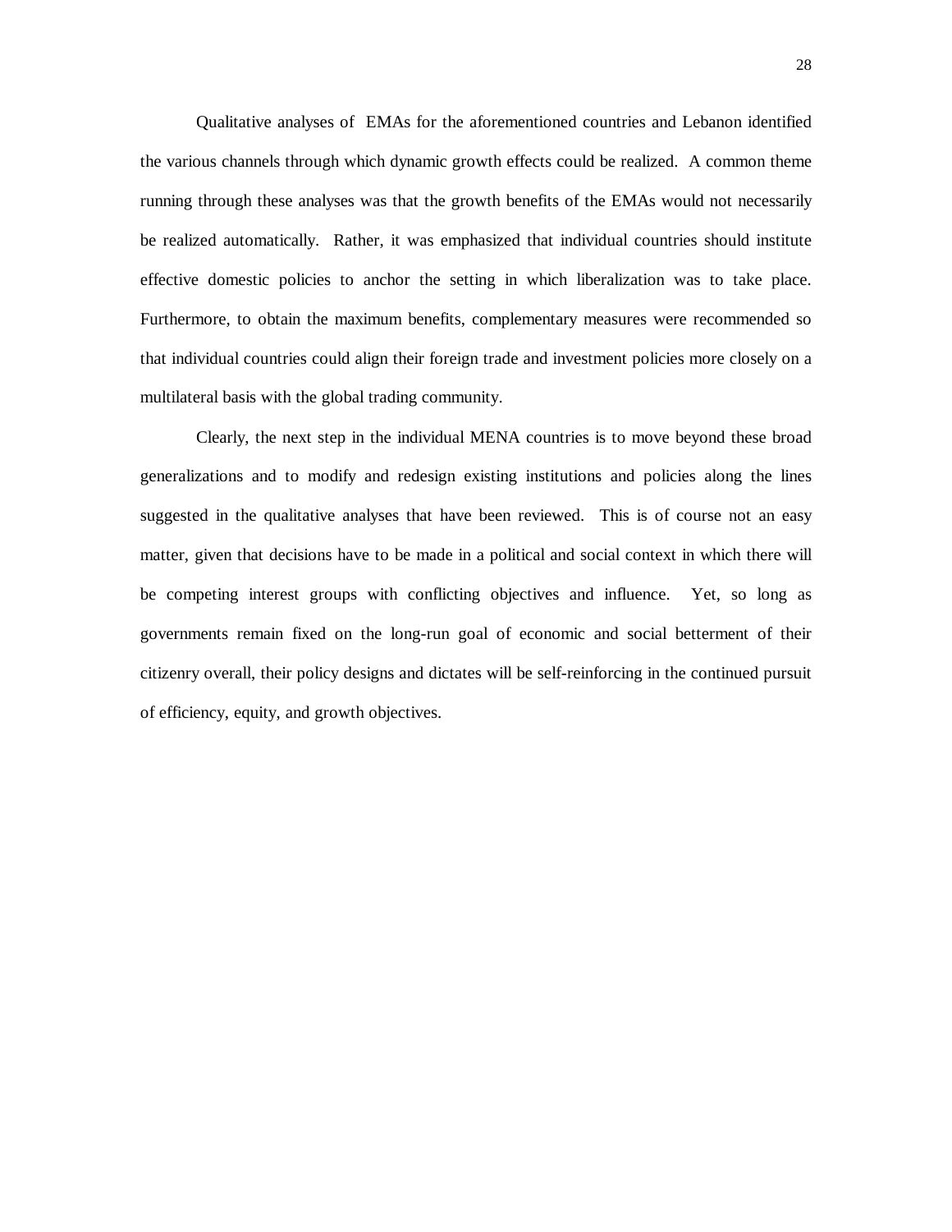Qualitative analyses of EMAs for the aforementioned countries and Lebanon identified the various channels through which dynamic growth effects could be realized. A common theme running through these analyses was that the growth benefits of the EMAs would not necessarily be realized automatically. Rather, it was emphasized that individual countries should institute effective domestic policies to anchor the setting in which liberalization was to take place. Furthermore, to obtain the maximum benefits, complementary measures were recommended so that individual countries could align their foreign trade and investment policies more closely on a multilateral basis with the global trading community.

Clearly, the next step in the individual MENA countries is to move beyond these broad generalizations and to modify and redesign existing institutions and policies along the lines suggested in the qualitative analyses that have been reviewed. This is of course not an easy matter, given that decisions have to be made in a political and social context in which there will be competing interest groups with conflicting objectives and influence. Yet, so long as governments remain fixed on the long-run goal of economic and social betterment of their citizenry overall, their policy designs and dictates will be self-reinforcing in the continued pursuit of efficiency, equity, and growth objectives.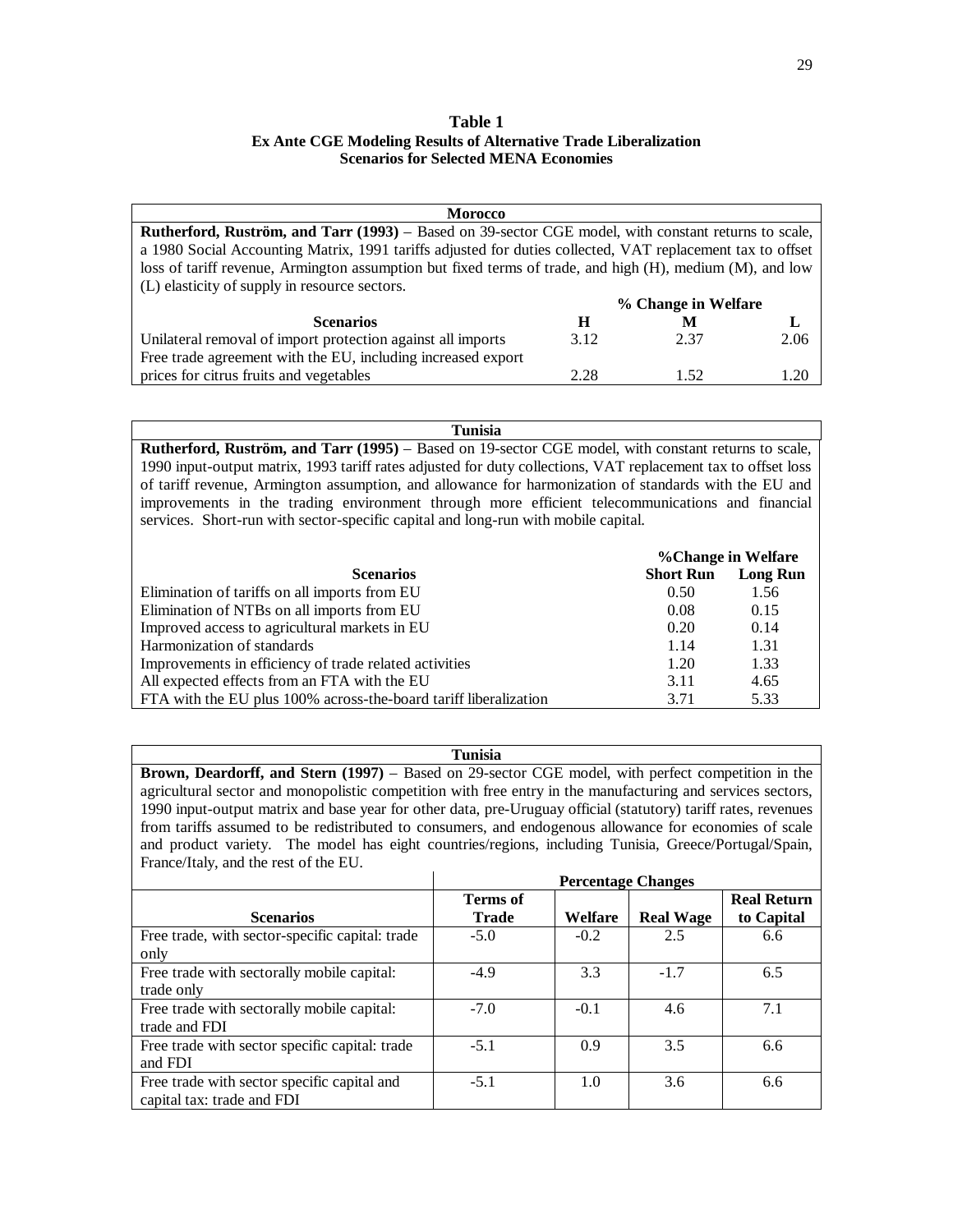**Table 1**
**Ex Ante CGE Modeling Results of Alternative Trade Liberalization Scenarios for Selected MENA Economies**

**Morocco**

**Rutherford, Ruström, and Tarr (1993)** – Based on 39-sector CGE model, with constant returns to scale, a 1980 Social Accounting Matrix, 1991 tariffs adjusted for duties collected, VAT replacement tax to offset loss of tariff revenue, Armington assumption but fixed terms of trade, and high (H), medium (M), and low (L) elasticity of supply in resource sectors.

| | % Change in Welfare | | |
|---|---|---|---|
| **Scenarios** | **H** | **M** | **L** |
| Unilateral removal of import protection against all imports | 3.12 | 2.37 | 2.06 |
| Free trade agreement with the EU, including increased export prices for citrus fruits and vegetables | 2.28 | 1.52 | 1.20 |

**Tunisia**

**Rutherford, Ruström, and Tarr (1995)** – Based on 19-sector CGE model, with constant returns to scale, 1990 input-output matrix, 1993 tariff rates adjusted for duty collections, VAT replacement tax to offset loss of tariff revenue, Armington assumption, and allowance for harmonization of standards with the EU and improvements in the trading environment through more efficient telecommunications and financial services. Short-run with sector-specific capital and long-run with mobile capital.

| | %Change in Welfare | |
|---|---|---|
| **Scenarios** | **Short Run** | **Long Run** |
| Elimination of tariffs on all imports from EU | 0.50 | 1.56 |
| Elimination of NTBs on all imports from EU | 0.08 | 0.15 |
| Improved access to agricultural markets in EU | 0.20 | 0.14 |
| Harmonization of standards | 1.14 | 1.31 |
| Improvements in efficiency of trade related activities | 1.20 | 1.33 |
| All expected effects from an FTA with the EU | 3.11 | 4.65 |
| FTA with the EU plus 100% across-the-board tariff liberalization | 3.71 | 5.33 |

**Tunisia**

**Brown, Deardorff, and Stern (1997)** – Based on 29-sector CGE model, with perfect competition in the agricultural sector and monopolistic competition with free entry in the manufacturing and services sectors, 1990 input-output matrix and base year for other data, pre-Uruguay official (statutory) tariff rates, revenues from tariffs assumed to be redistributed to consumers, and endogenous allowance for economies of scale and product variety. The model has eight countries/regions, including Tunisia, Greece/Portugal/Spain, France/Italy, and the rest of the EU.

| | Percentage Changes | | | |
|---|---|---|---|---|
| **Scenarios** | **Terms of Trade** | **Welfare** | **Real Wage** | **Real Return to Capital** |
| Free trade, with sector-specific capital: trade only | -5.0 | -0.2 | 2.5 | 6.6 |
| Free trade with sectorally mobile capital: trade only | -4.9 | 3.3 | -1.7 | 6.5 |
| Free trade with sectorally mobile capital: trade and FDI | -7.0 | -0.1 | 4.6 | 7.1 |
| Free trade with sector specific capital: trade and FDI | -5.1 | 0.9 | 3.5 | 6.6 |
| Free trade with sector specific capital and capital tax: trade and FDI | -5.1 | 1.0 | 3.6 | 6.6 |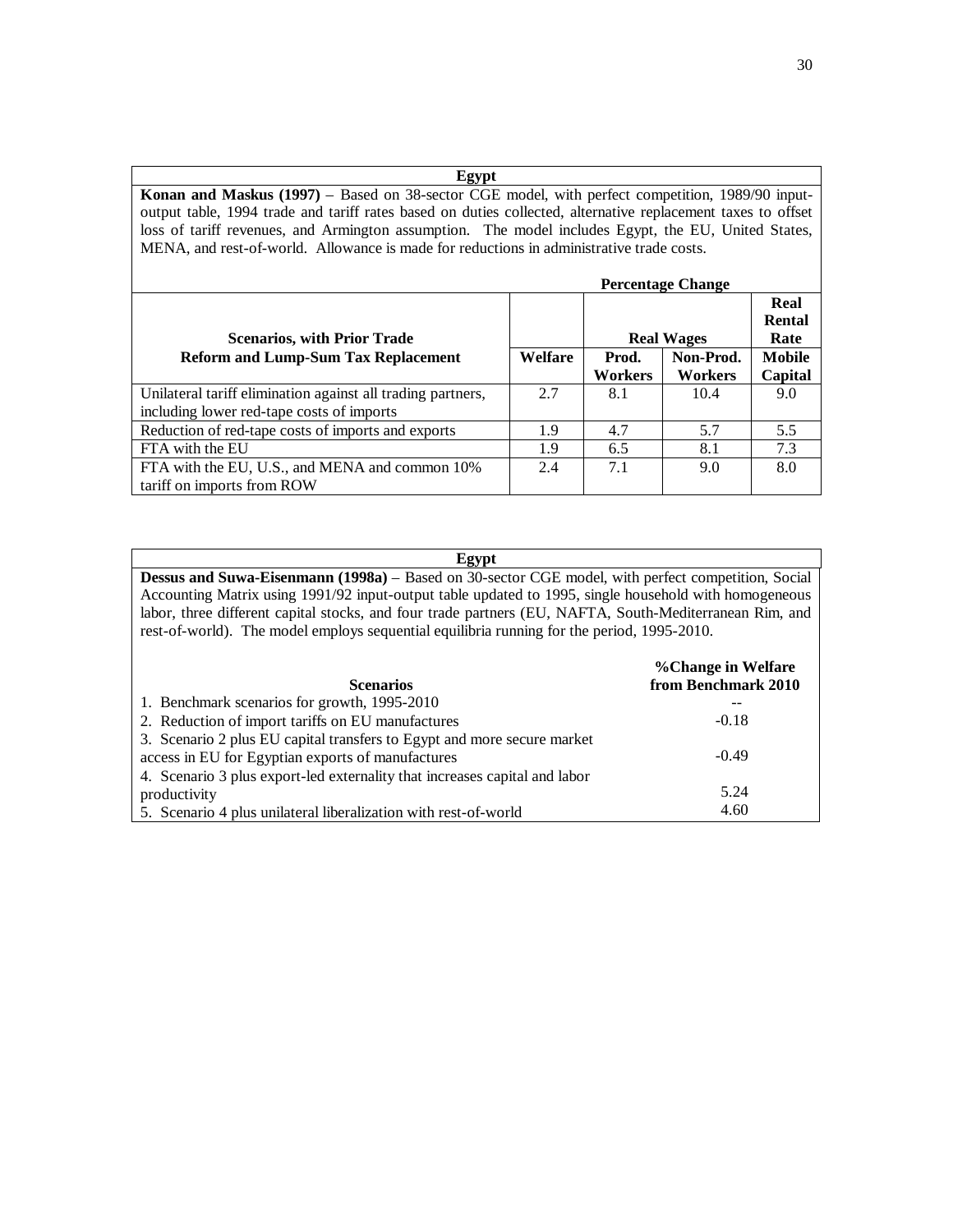**Egypt**

**Konan and Maskus (1997)** – Based on 38-sector CGE model, with perfect competition, 1989/90 input-output table, 1994 trade and tariff rates based on duties collected, alternative replacement taxes to offset loss of tariff revenues, and Armington assumption. The model includes Egypt, the EU, United States, MENA, and rest-of-world. Allowance is made for reductions in administrative trade costs.

| | Percentage Change | | | |
|---|---|---|---|---|
| **Scenarios, with Prior Trade Reform and Lump-Sum Tax Replacement** | **Welfare** | **Real Wages** | | **Real Rental Rate** |
| | | **Prod. Workers** | **Non-Prod. Workers** | **Mobile Capital** |
| Unilateral tariff elimination against all trading partners, including lower red-tape costs of imports | 2.7 | 8.1 | 10.4 | 9.0 |
| Reduction of red-tape costs of imports and exports | 1.9 | 4.7 | 5.7 | 5.5 |
| FTA with the EU | 1.9 | 6.5 | 8.1 | 7.3 |
| FTA with the EU, U.S., and MENA and common 10% tariff on imports from ROW | 2.4 | 7.1 | 9.0 | 8.0 |

**Egypt**

**Dessus and Suwa-Eisenmann (1998a)** – Based on 30-sector CGE model, with perfect competition, Social Accounting Matrix using 1991/92 input-output table updated to 1995, single household with homogeneous labor, three different capital stocks, and four trade partners (EU, NAFTA, South-Mediterranean Rim, and rest-of-world). The model employs sequential equilibria running for the period, 1995-2010.

| **Scenarios** | **%Change in Welfare from Benchmark 2010** |
|---|---|
| 1. Benchmark scenarios for growth, 1995-2010 | -- |
| 2. Reduction of import tariffs on EU manufactures | -0.18 |
| 3. Scenario 2 plus EU capital transfers to Egypt and more secure market access in EU for Egyptian exports of manufactures | -0.49 |
| 4. Scenario 3 plus export-led externality that increases capital and labor productivity | 5.24 |
| 5. Scenario 4 plus unilateral liberalization with rest-of-world | 4.60 |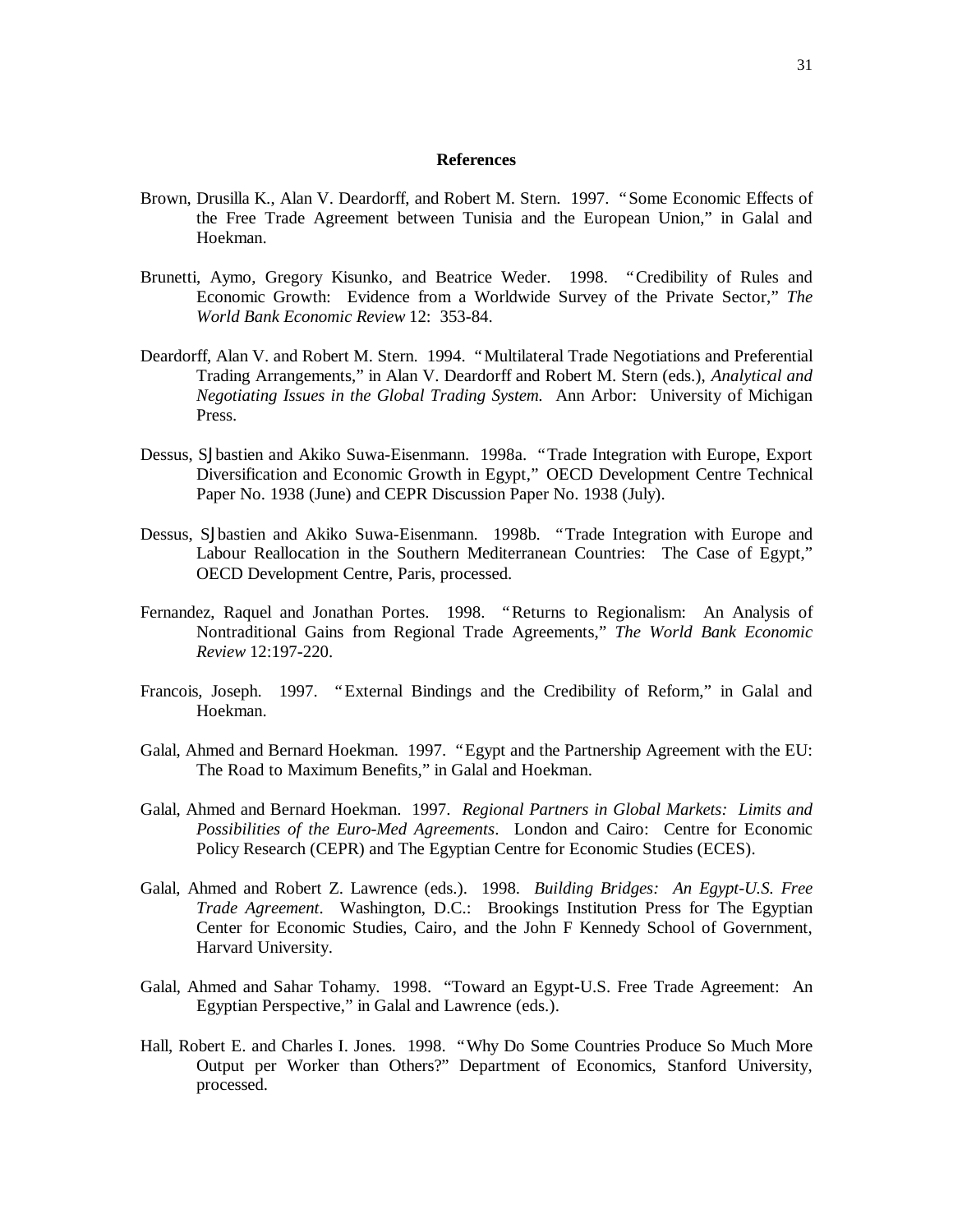## References

Brown, Drusilla K., Alan V. Deardorff, and Robert M. Stern. 1997. "Some Economic Effects of the Free Trade Agreement between Tunisia and the European Union," in Galal and Hoekman.

Brunetti, Aymo, Gregory Kisunko, and Beatrice Weder. 1998. "Credibility of Rules and Economic Growth: Evidence from a Worldwide Survey of the Private Sector," *The World Bank Economic Review* 12: 353-84.

Deardorff, Alan V. and Robert M. Stern. 1994. "Multilateral Trade Negotiations and Preferential Trading Arrangements," in Alan V. Deardorff and Robert M. Stern (eds.), *Analytical and Negotiating Issues in the Global Trading System.* Ann Arbor: University of Michigan Press.

Dessus, SJbastien and Akiko Suwa-Eisenmann. 1998a. "Trade Integration with Europe, Export Diversification and Economic Growth in Egypt," OECD Development Centre Technical Paper No. 1938 (June) and CEPR Discussion Paper No. 1938 (July).

Dessus, SJbastien and Akiko Suwa-Eisenmann. 1998b. "Trade Integration with Europe and Labour Reallocation in the Southern Mediterranean Countries: The Case of Egypt," OECD Development Centre, Paris, processed.

Fernandez, Raquel and Jonathan Portes. 1998. "Returns to Regionalism: An Analysis of Nontraditional Gains from Regional Trade Agreements," *The World Bank Economic Review* 12:197-220.

Francois, Joseph. 1997. "External Bindings and the Credibility of Reform," in Galal and Hoekman.

Galal, Ahmed and Bernard Hoekman. 1997. "Egypt and the Partnership Agreement with the EU: The Road to Maximum Benefits," in Galal and Hoekman.

Galal, Ahmed and Bernard Hoekman. 1997. *Regional Partners in Global Markets: Limits and Possibilities of the Euro-Med Agreements*. London and Cairo: Centre for Economic Policy Research (CEPR) and The Egyptian Centre for Economic Studies (ECES).

Galal, Ahmed and Robert Z. Lawrence (eds.). 1998. *Building Bridges: An Egypt-U.S. Free Trade Agreement*. Washington, D.C.: Brookings Institution Press for The Egyptian Center for Economic Studies, Cairo, and the John F Kennedy School of Government, Harvard University.

Galal, Ahmed and Sahar Tohamy. 1998. "Toward an Egypt-U.S. Free Trade Agreement: An Egyptian Perspective," in Galal and Lawrence (eds.).

Hall, Robert E. and Charles I. Jones. 1998. "Why Do Some Countries Produce So Much More Output per Worker than Others?" Department of Economics, Stanford University, processed.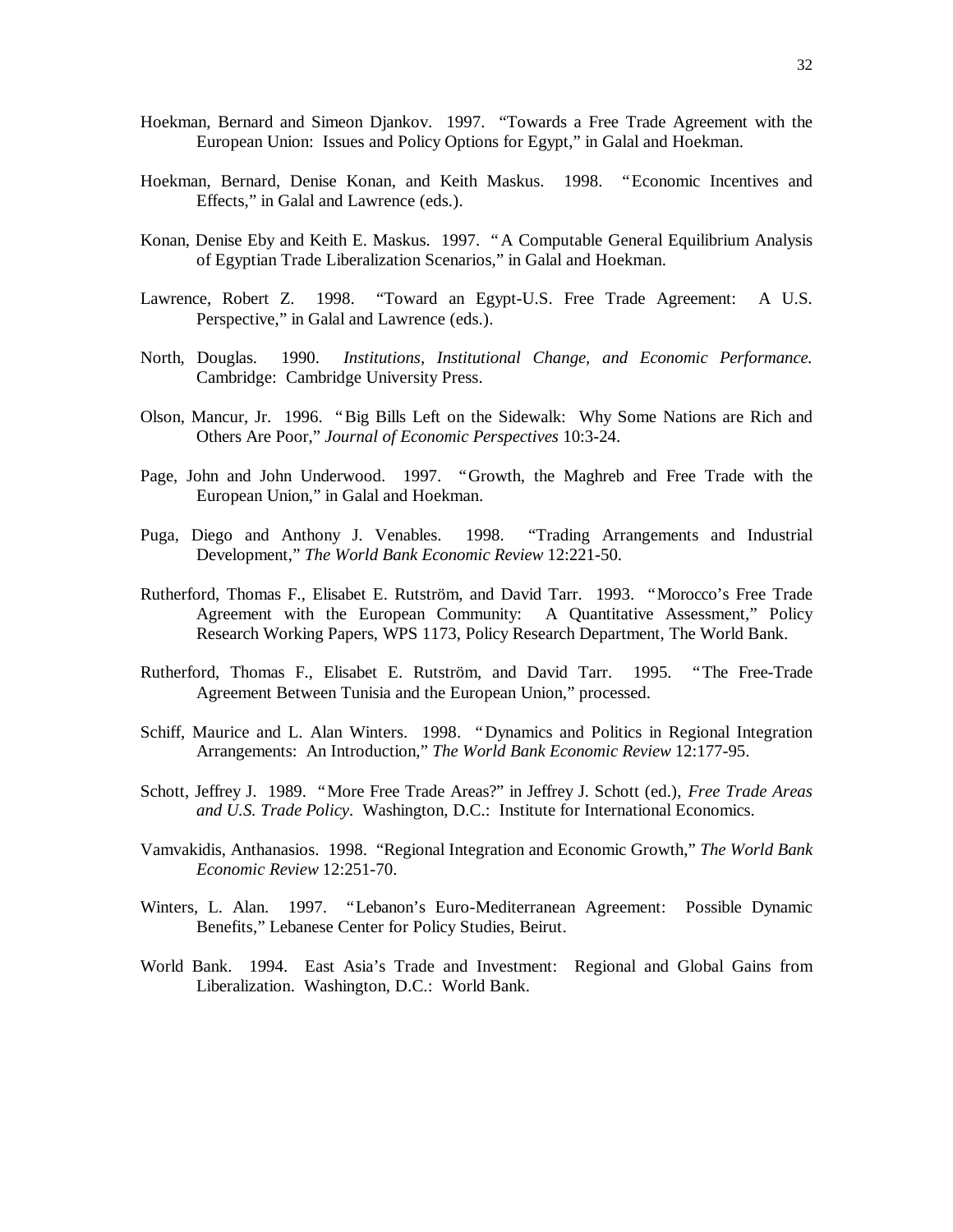Hoekman, Bernard and Simeon Djankov. 1997. "Towards a Free Trade Agreement with the European Union: Issues and Policy Options for Egypt," in Galal and Hoekman.

Hoekman, Bernard, Denise Konan, and Keith Maskus. 1998. "Economic Incentives and Effects," in Galal and Lawrence (eds.).

Konan, Denise Eby and Keith E. Maskus. 1997. "A Computable General Equilibrium Analysis of Egyptian Trade Liberalization Scenarios," in Galal and Hoekman.

Lawrence, Robert Z. 1998. "Toward an Egypt-U.S. Free Trade Agreement: A U.S. Perspective," in Galal and Lawrence (eds.).

North, Douglas. 1990. *Institutions, Institutional Change, and Economic Performance.* Cambridge: Cambridge University Press.

Olson, Mancur, Jr. 1996. "Big Bills Left on the Sidewalk: Why Some Nations are Rich and Others Are Poor," *Journal of Economic Perspectives* 10:3-24.

Page, John and John Underwood. 1997. "Growth, the Maghreb and Free Trade with the European Union," in Galal and Hoekman.

Puga, Diego and Anthony J. Venables. 1998. "Trading Arrangements and Industrial Development," *The World Bank Economic Review* 12:221-50.

Rutherford, Thomas F., Elisabet E. Rutström, and David Tarr. 1993. "Morocco's Free Trade Agreement with the European Community: A Quantitative Assessment," Policy Research Working Papers, WPS 1173, Policy Research Department, The World Bank.

Rutherford, Thomas F., Elisabet E. Rutström, and David Tarr. 1995. "The Free-Trade Agreement Between Tunisia and the European Union," processed.

Schiff, Maurice and L. Alan Winters. 1998. "Dynamics and Politics in Regional Integration Arrangements: An Introduction," *The World Bank Economic Review* 12:177-95.

Schott, Jeffrey J. 1989. "More Free Trade Areas?" in Jeffrey J. Schott (ed.), *Free Trade Areas and U.S. Trade Policy*. Washington, D.C.: Institute for International Economics.

Vamvakidis, Anthanasios. 1998. "Regional Integration and Economic Growth," *The World Bank Economic Review* 12:251-70.

Winters, L. Alan. 1997. "Lebanon's Euro-Mediterranean Agreement: Possible Dynamic Benefits," Lebanese Center for Policy Studies, Beirut.

World Bank. 1994. East Asia's Trade and Investment: Regional and Global Gains from Liberalization. Washington, D.C.: World Bank.